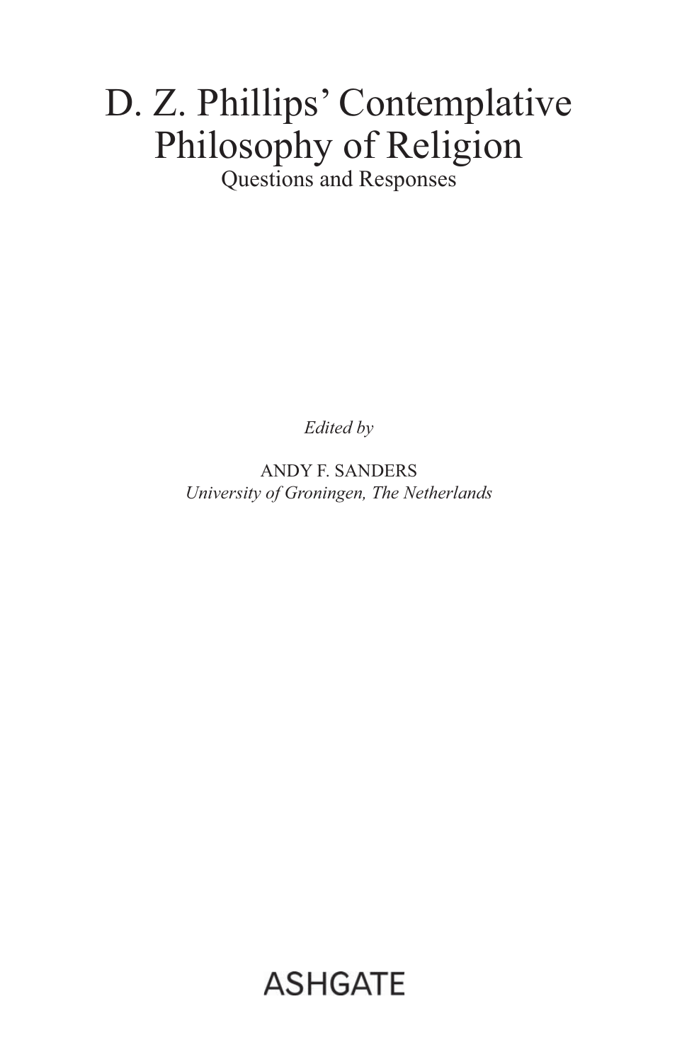# D. Z. Phillips' Contemplative Philosophy of Religion

## Questions and Responses

*Edited by*

ANDY F. SANDERS
*University of Groningen, The Netherlands*

ASHGATE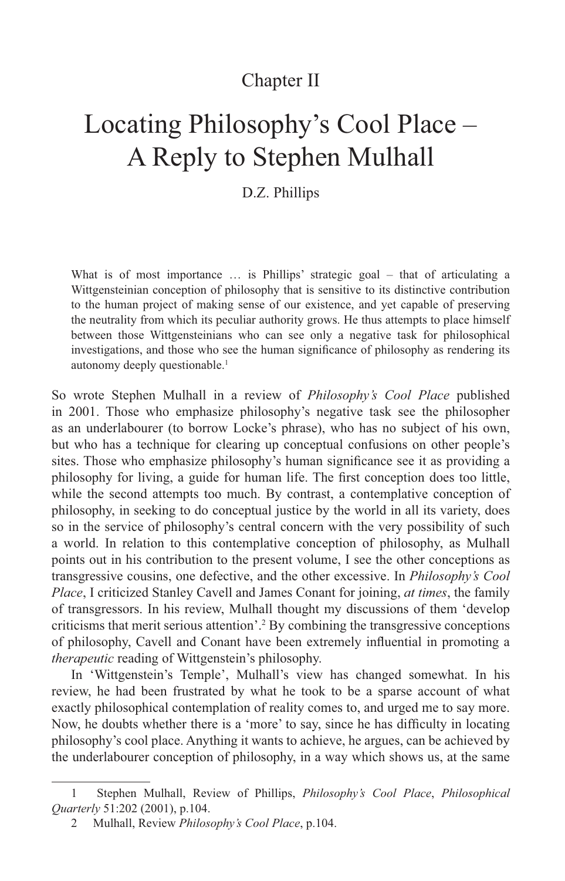Chapter II

# Locating Philosophy's Cool Place – A Reply to Stephen Mulhall

D.Z. Phillips

> What is of most importance … is Phillips' strategic goal – that of articulating a Wittgensteinian conception of philosophy that is sensitive to its distinctive contribution to the human project of making sense of our existence, and yet capable of preserving the neutrality from which its peculiar authority grows. He thus attempts to place himself between those Wittgensteinians who can see only a negative task for philosophical investigations, and those who see the human significance of philosophy as rendering its autonomy deeply questionable.[1]

So wrote Stephen Mulhall in a review of *Philosophy's Cool Place* published in 2001. Those who emphasize philosophy's negative task see the philosopher as an underlabourer (to borrow Locke's phrase), who has no subject of his own, but who has a technique for clearing up conceptual confusions on other people's sites. Those who emphasize philosophy's human significance see it as providing a philosophy for living, a guide for human life. The first conception does too little, while the second attempts too much. By contrast, a contemplative conception of philosophy, in seeking to do conceptual justice by the world in all its variety, does so in the service of philosophy's central concern with the very possibility of such a world. In relation to this contemplative conception of philosophy, as Mulhall points out in his contribution to the present volume, I see the other conceptions as transgressive cousins, one defective, and the other excessive. In *Philosophy's Cool Place*, I criticized Stanley Cavell and James Conant for joining, *at times*, the family of transgressors. In his review, Mulhall thought my discussions of them 'develop criticisms that merit serious attention'.[2] By combining the transgressive conceptions of philosophy, Cavell and Conant have been extremely influential in promoting a *therapeutic* reading of Wittgenstein's philosophy.

In 'Wittgenstein's Temple', Mulhall's view has changed somewhat. In his review, he had been frustrated by what he took to be a sparse account of what exactly philosophical contemplation of reality comes to, and urged me to say more. Now, he doubts whether there is a 'more' to say, since he has difficulty in locating philosophy's cool place. Anything it wants to achieve, he argues, can be achieved by the underlabourer conception of philosophy, in a way which shows us, at the same

---

1 Stephen Mulhall, Review of Phillips, *Philosophy's Cool Place*, *Philosophical Quarterly* 51:202 (2001), p.104.

2 Mulhall, Review *Philosophy's Cool Place*, p.104.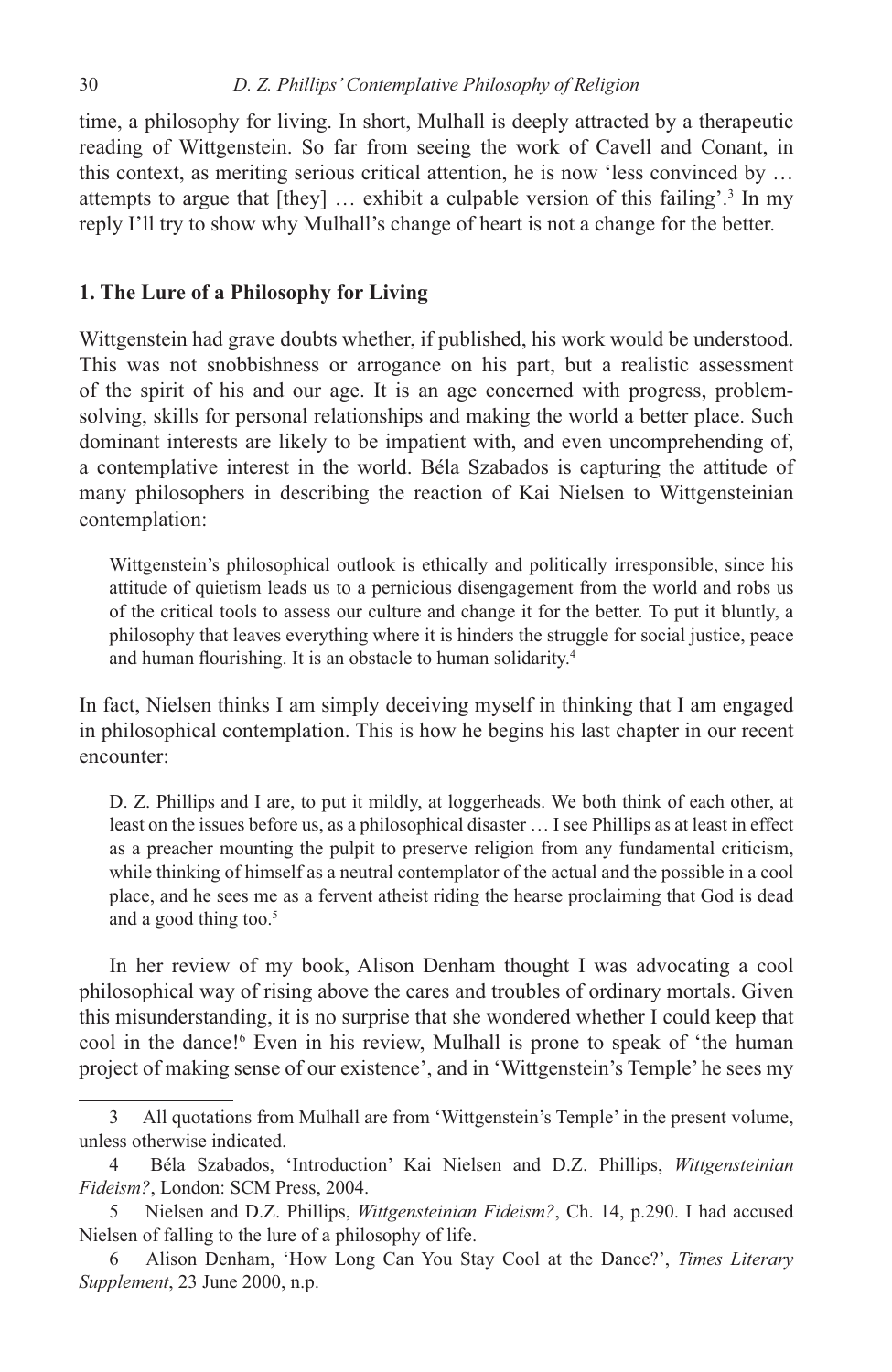time, a philosophy for living. In short, Mulhall is deeply attracted by a therapeutic reading of Wittgenstein. So far from seeing the work of Cavell and Conant, in this context, as meriting serious critical attention, he is now 'less convinced by … attempts to argue that [they] … exhibit a culpable version of this failing'.[3] In my reply I'll try to show why Mulhall's change of heart is not a change for the better.

## 1. The Lure of a Philosophy for Living

Wittgenstein had grave doubts whether, if published, his work would be understood. This was not snobbishness or arrogance on his part, but a realistic assessment of the spirit of his and our age. It is an age concerned with progress, problem-solving, skills for personal relationships and making the world a better place. Such dominant interests are likely to be impatient with, and even uncomprehending of, a contemplative interest in the world. Béla Szabados is capturing the attitude of many philosophers in describing the reaction of Kai Nielsen to Wittgensteinian contemplation:

> Wittgenstein's philosophical outlook is ethically and politically irresponsible, since his attitude of quietism leads us to a pernicious disengagement from the world and robs us of the critical tools to assess our culture and change it for the better. To put it bluntly, a philosophy that leaves everything where it is hinders the struggle for social justice, peace and human flourishing. It is an obstacle to human solidarity.[4]

In fact, Nielsen thinks I am simply deceiving myself in thinking that I am engaged in philosophical contemplation. This is how he begins his last chapter in our recent encounter:

> D. Z. Phillips and I are, to put it mildly, at loggerheads. We both think of each other, at least on the issues before us, as a philosophical disaster … I see Phillips as at least in effect as a preacher mounting the pulpit to preserve religion from any fundamental criticism, while thinking of himself as a neutral contemplator of the actual and the possible in a cool place, and he sees me as a fervent atheist riding the hearse proclaiming that God is dead and a good thing too.[5]

In her review of my book, Alison Denham thought I was advocating a cool philosophical way of rising above the cares and troubles of ordinary mortals. Given this misunderstanding, it is no surprise that she wondered whether I could keep that cool in the dance![6] Even in his review, Mulhall is prone to speak of 'the human project of making sense of our existence', and in 'Wittgenstein's Temple' he sees my

---

3 All quotations from Mulhall are from 'Wittgenstein's Temple' in the present volume, unless otherwise indicated.

4 Béla Szabados, 'Introduction' Kai Nielsen and D.Z. Phillips, *Wittgensteinian Fideism?*, London: SCM Press, 2004.

5 Nielsen and D.Z. Phillips, *Wittgensteinian Fideism?*, Ch. 14, p.290. I had accused Nielsen of falling to the lure of a philosophy of life.

6 Alison Denham, 'How Long Can You Stay Cool at the Dance?', *Times Literary Supplement*, 23 June 2000, n.p.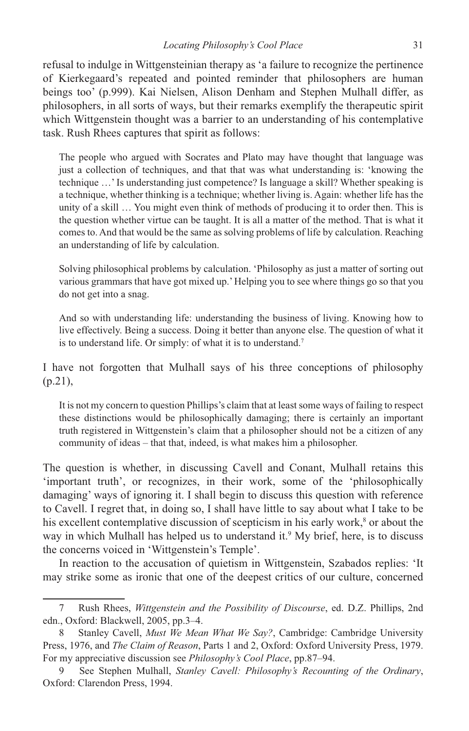refusal to indulge in Wittgensteinian therapy as 'a failure to recognize the pertinence of Kierkegaard's repeated and pointed reminder that philosophers are human beings too' (p.999). Kai Nielsen, Alison Denham and Stephen Mulhall differ, as philosophers, in all sorts of ways, but their remarks exemplify the therapeutic spirit which Wittgenstein thought was a barrier to an understanding of his contemplative task. Rush Rhees captures that spirit as follows:

> The people who argued with Socrates and Plato may have thought that language was just a collection of techniques, and that that was what understanding is: 'knowing the technique …' Is understanding just competence? Is language a skill? Whether speaking is a technique, whether thinking is a technique; whether living is. Again: whether life has the unity of a skill … You might even think of methods of producing it to order then. This is the question whether virtue can be taught. It is all a matter of the method. That is what it comes to. And that would be the same as solving problems of life by calculation. Reaching an understanding of life by calculation.
>
> Solving philosophical problems by calculation. 'Philosophy as just a matter of sorting out various grammars that have got mixed up.' Helping you to see where things go so that you do not get into a snag.
>
> And so with understanding life: understanding the business of living. Knowing how to live effectively. Being a success. Doing it better than anyone else. The question of what it is to understand life. Or simply: of what it is to understand.[7]

I have not forgotten that Mulhall says of his three conceptions of philosophy (p.21),

> It is not my concern to question Phillips's claim that at least some ways of failing to respect these distinctions would be philosophically damaging; there is certainly an important truth registered in Wittgenstein's claim that a philosopher should not be a citizen of any community of ideas – that that, indeed, is what makes him a philosopher.

The question is whether, in discussing Cavell and Conant, Mulhall retains this 'important truth', or recognizes, in their work, some of the 'philosophically damaging' ways of ignoring it. I shall begin to discuss this question with reference to Cavell. I regret that, in doing so, I shall have little to say about what I take to be his excellent contemplative discussion of scepticism in his early work,[8] or about the way in which Mulhall has helped us to understand it.[9] My brief, here, is to discuss the concerns voiced in 'Wittgenstein's Temple'.

In reaction to the accusation of quietism in Wittgenstein, Szabados replies: 'It may strike some as ironic that one of the deepest critics of our culture, concerned

---

7 Rush Rhees, *Wittgenstein and the Possibility of Discourse*, ed. D.Z. Phillips, 2nd edn., Oxford: Blackwell, 2005, pp.3–4.

8 Stanley Cavell, *Must We Mean What We Say?*, Cambridge: Cambridge University Press, 1976, and *The Claim of Reason*, Parts 1 and 2, Oxford: Oxford University Press, 1979. For my appreciative discussion see *Philosophy's Cool Place*, pp.87–94.

9 See Stephen Mulhall, *Stanley Cavell: Philosophy's Recounting of the Ordinary*, Oxford: Clarendon Press, 1994.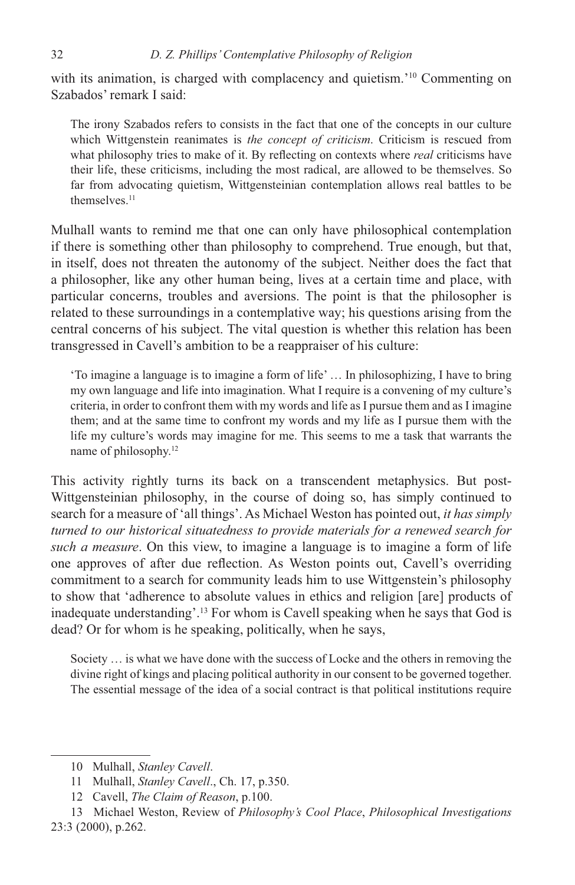with its animation, is charged with complacency and quietism.'[10] Commenting on Szabados' remark I said:

> The irony Szabados refers to consists in the fact that one of the concepts in our culture which Wittgenstein reanimates is *the concept of criticism*. Criticism is rescued from what philosophy tries to make of it. By reflecting on contexts where *real* criticisms have their life, these criticisms, including the most radical, are allowed to be themselves. So far from advocating quietism, Wittgensteinian contemplation allows real battles to be themselves.[11]

Mulhall wants to remind me that one can only have philosophical contemplation if there is something other than philosophy to comprehend. True enough, but that, in itself, does not threaten the autonomy of the subject. Neither does the fact that a philosopher, like any other human being, lives at a certain time and place, with particular concerns, troubles and aversions. The point is that the philosopher is related to these surroundings in a contemplative way; his questions arising from the central concerns of his subject. The vital question is whether this relation has been transgressed in Cavell's ambition to be a reappraiser of his culture:

> 'To imagine a language is to imagine a form of life' … In philosophizing, I have to bring my own language and life into imagination. What I require is a convening of my culture's criteria, in order to confront them with my words and life as I pursue them and as I imagine them; and at the same time to confront my words and my life as I pursue them with the life my culture's words may imagine for me. This seems to me a task that warrants the name of philosophy.[12]

This activity rightly turns its back on a transcendent metaphysics. But post-Wittgensteinian philosophy, in the course of doing so, has simply continued to search for a measure of 'all things'. As Michael Weston has pointed out, *it has simply turned to our historical situatedness to provide materials for a renewed search for such a measure*. On this view, to imagine a language is to imagine a form of life one approves of after due reflection. As Weston points out, Cavell's overriding commitment to a search for community leads him to use Wittgenstein's philosophy to show that 'adherence to absolute values in ethics and religion [are] products of inadequate understanding'.[13] For whom is Cavell speaking when he says that God is dead? Or for whom is he speaking, politically, when he says,

> Society … is what we have done with the success of Locke and the others in removing the divine right of kings and placing political authority in our consent to be governed together. The essential message of the idea of a social contract is that political institutions require

---

10 Mulhall, *Stanley Cavell*.

11 Mulhall, *Stanley Cavell*., Ch. 17, p.350.

12 Cavell, *The Claim of Reason*, p.100.

13 Michael Weston, Review of *Philosophy's Cool Place*, *Philosophical Investigations* 23:3 (2000), p.262.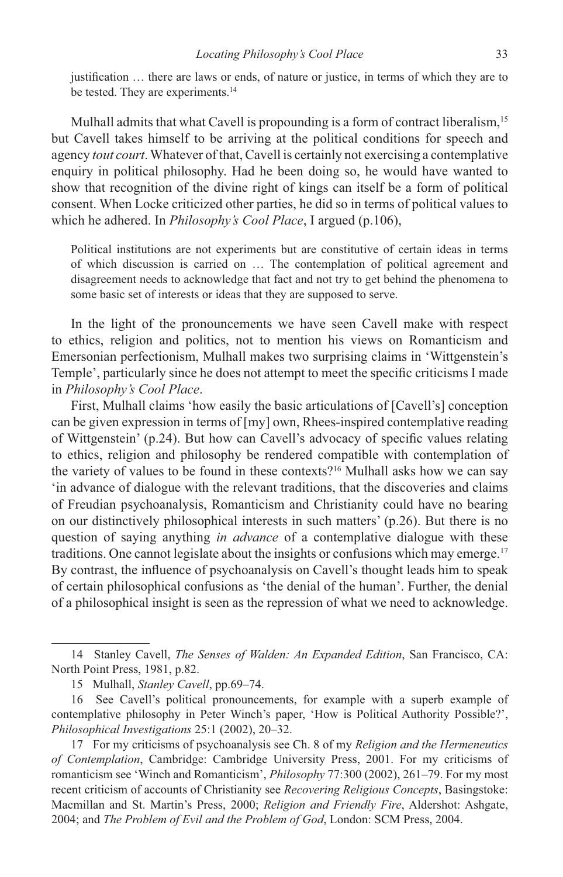justification … there are laws or ends, of nature or justice, in terms of which they are to be tested. They are experiments.[14]

Mulhall admits that what Cavell is propounding is a form of contract liberalism,[15] but Cavell takes himself to be arriving at the political conditions for speech and agency *tout court*. Whatever of that, Cavell is certainly not exercising a contemplative enquiry in political philosophy. Had he been doing so, he would have wanted to show that recognition of the divine right of kings can itself be a form of political consent. When Locke criticized other parties, he did so in terms of political values to which he adhered. In *Philosophy's Cool Place*, I argued (p.106),

> Political institutions are not experiments but are constitutive of certain ideas in terms of which discussion is carried on … The contemplation of political agreement and disagreement needs to acknowledge that fact and not try to get behind the phenomena to some basic set of interests or ideas that they are supposed to serve.

In the light of the pronouncements we have seen Cavell make with respect to ethics, religion and politics, not to mention his views on Romanticism and Emersonian perfectionism, Mulhall makes two surprising claims in 'Wittgenstein's Temple', particularly since he does not attempt to meet the specific criticisms I made in *Philosophy's Cool Place*.

First, Mulhall claims 'how easily the basic articulations of [Cavell's] conception can be given expression in terms of [my] own, Rhees-inspired contemplative reading of Wittgenstein' (p.24). But how can Cavell's advocacy of specific values relating to ethics, religion and philosophy be rendered compatible with contemplation of the variety of values to be found in these contexts?[16] Mulhall asks how we can say 'in advance of dialogue with the relevant traditions, that the discoveries and claims of Freudian psychoanalysis, Romanticism and Christianity could have no bearing on our distinctively philosophical interests in such matters' (p.26). But there is no question of saying anything *in advance* of a contemplative dialogue with these traditions. One cannot legislate about the insights or confusions which may emerge.[17] By contrast, the influence of psychoanalysis on Cavell's thought leads him to speak of certain philosophical confusions as 'the denial of the human'. Further, the denial of a philosophical insight is seen as the repression of what we need to acknowledge.

---

14 Stanley Cavell, *The Senses of Walden: An Expanded Edition*, San Francisco, CA: North Point Press, 1981, p.82.

15 Mulhall, *Stanley Cavell*, pp.69–74.

16 See Cavell's political pronouncements, for example with a superb example of contemplative philosophy in Peter Winch's paper, 'How is Political Authority Possible?', *Philosophical Investigations* 25:1 (2002), 20–32.

17 For my criticisms of psychoanalysis see Ch. 8 of my *Religion and the Hermeneutics of Contemplation*, Cambridge: Cambridge University Press, 2001. For my criticisms of romanticism see 'Winch and Romanticism', *Philosophy* 77:300 (2002), 261–79. For my most recent criticism of accounts of Christianity see *Recovering Religious Concepts*, Basingstoke: Macmillan and St. Martin's Press, 2000; *Religion and Friendly Fire*, Aldershot: Ashgate, 2004; and *The Problem of Evil and the Problem of God*, London: SCM Press, 2004.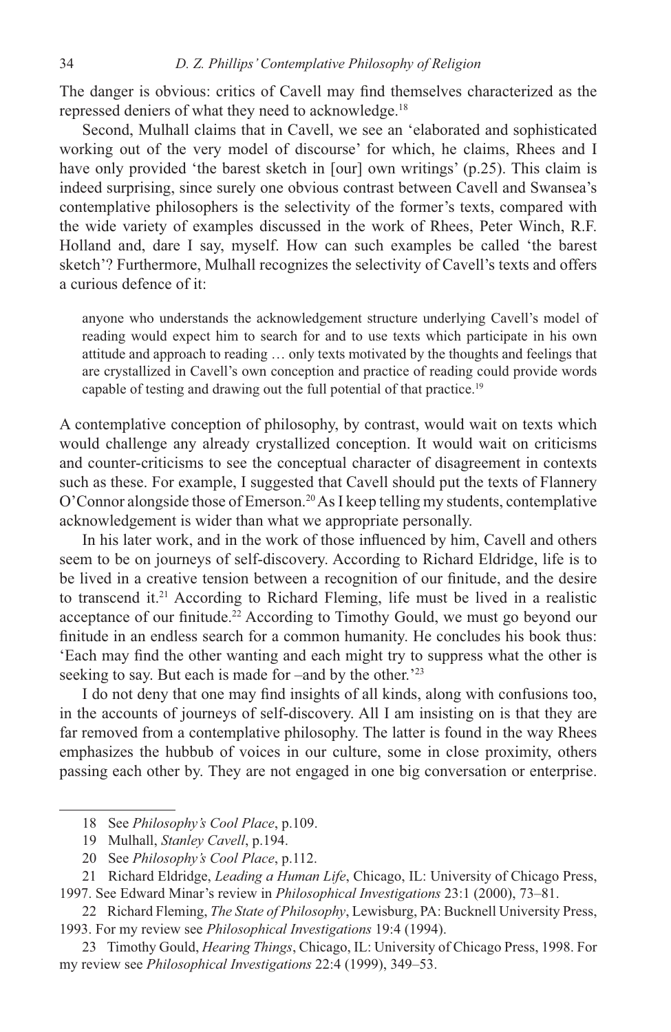The danger is obvious: critics of Cavell may find themselves characterized as the repressed deniers of what they need to acknowledge.[18]

Second, Mulhall claims that in Cavell, we see an 'elaborated and sophisticated working out of the very model of discourse' for which, he claims, Rhees and I have only provided 'the barest sketch in [our] own writings' (p.25). This claim is indeed surprising, since surely one obvious contrast between Cavell and Swansea's contemplative philosophers is the selectivity of the former's texts, compared with the wide variety of examples discussed in the work of Rhees, Peter Winch, R.F. Holland and, dare I say, myself. How can such examples be called 'the barest sketch'? Furthermore, Mulhall recognizes the selectivity of Cavell's texts and offers a curious defence of it:

> anyone who understands the acknowledgement structure underlying Cavell's model of reading would expect him to search for and to use texts which participate in his own attitude and approach to reading … only texts motivated by the thoughts and feelings that are crystallized in Cavell's own conception and practice of reading could provide words capable of testing and drawing out the full potential of that practice.[19]

A contemplative conception of philosophy, by contrast, would wait on texts which would challenge any already crystallized conception. It would wait on criticisms and counter-criticisms to see the conceptual character of disagreement in contexts such as these. For example, I suggested that Cavell should put the texts of Flannery O'Connor alongside those of Emerson.[20] As I keep telling my students, contemplative acknowledgement is wider than what we appropriate personally.

In his later work, and in the work of those influenced by him, Cavell and others seem to be on journeys of self-discovery. According to Richard Eldridge, life is to be lived in a creative tension between a recognition of our finitude, and the desire to transcend it.[21] According to Richard Fleming, life must be lived in a realistic acceptance of our finitude.[22] According to Timothy Gould, we must go beyond our finitude in an endless search for a common humanity. He concludes his book thus: 'Each may find the other wanting and each might try to suppress what the other is seeking to say. But each is made for –and by the other.'[23]

I do not deny that one may find insights of all kinds, along with confusions too, in the accounts of journeys of self-discovery. All I am insisting on is that they are far removed from a contemplative philosophy. The latter is found in the way Rhees emphasizes the hubbub of voices in our culture, some in close proximity, others passing each other by. They are not engaged in one big conversation or enterprise.

---

18 See *Philosophy's Cool Place*, p.109.

19 Mulhall, *Stanley Cavell*, p.194.

20 See *Philosophy's Cool Place*, p.112.

21 Richard Eldridge, *Leading a Human Life*, Chicago, IL: University of Chicago Press, 1997. See Edward Minar's review in *Philosophical Investigations* 23:1 (2000), 73–81.

22 Richard Fleming, *The State of Philosophy*, Lewisburg, PA: Bucknell University Press, 1993. For my review see *Philosophical Investigations* 19:4 (1994).

23 Timothy Gould, *Hearing Things*, Chicago, IL: University of Chicago Press, 1998. For my review see *Philosophical Investigations* 22:4 (1999), 349–53.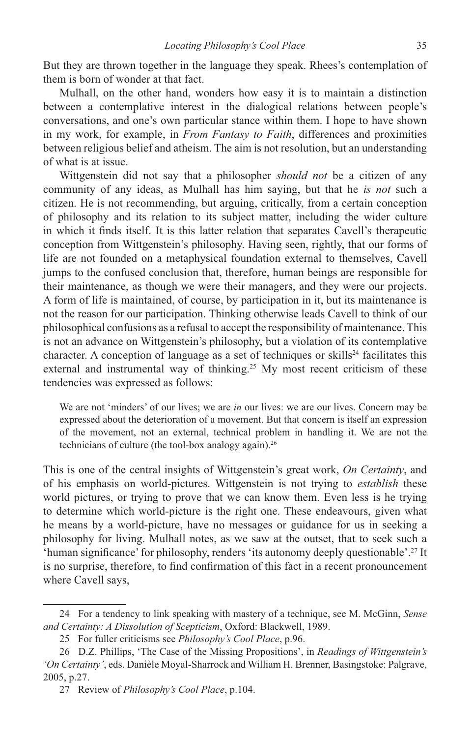But they are thrown together in the language they speak. Rhees's contemplation of them is born of wonder at that fact.

Mulhall, on the other hand, wonders how easy it is to maintain a distinction between a contemplative interest in the dialogical relations between people's conversations, and one's own particular stance within them. I hope to have shown in my work, for example, in *From Fantasy to Faith*, differences and proximities between religious belief and atheism. The aim is not resolution, but an understanding of what is at issue.

Wittgenstein did not say that a philosopher *should not* be a citizen of any community of any ideas, as Mulhall has him saying, but that he *is not* such a citizen. He is not recommending, but arguing, critically, from a certain conception of philosophy and its relation to its subject matter, including the wider culture in which it finds itself. It is this latter relation that separates Cavell's therapeutic conception from Wittgenstein's philosophy. Having seen, rightly, that our forms of life are not founded on a metaphysical foundation external to themselves, Cavell jumps to the confused conclusion that, therefore, human beings are responsible for their maintenance, as though we were their managers, and they were our projects. A form of life is maintained, of course, by participation in it, but its maintenance is not the reason for our participation. Thinking otherwise leads Cavell to think of our philosophical confusions as a refusal to accept the responsibility of maintenance. This is not an advance on Wittgenstein's philosophy, but a violation of its contemplative character. A conception of language as a set of techniques or skills[24] facilitates this external and instrumental way of thinking.[25] My most recent criticism of these tendencies was expressed as follows:

> We are not 'minders' of our lives; we are *in* our lives: we are our lives. Concern may be expressed about the deterioration of a movement. But that concern is itself an expression of the movement, not an external, technical problem in handling it. We are not the technicians of culture (the tool-box analogy again).[26]

This is one of the central insights of Wittgenstein's great work, *On Certainty*, and of his emphasis on world-pictures. Wittgenstein is not trying to *establish* these world pictures, or trying to prove that we can know them. Even less is he trying to determine which world-picture is the right one. These endeavours, given what he means by a world-picture, have no messages or guidance for us in seeking a philosophy for living. Mulhall notes, as we saw at the outset, that to seek such a 'human significance' for philosophy, renders 'its autonomy deeply questionable'.[27] It is no surprise, therefore, to find confirmation of this fact in a recent pronouncement where Cavell says,

---

24 For a tendency to link speaking with mastery of a technique, see M. McGinn, *Sense and Certainty: A Dissolution of Scepticism*, Oxford: Blackwell, 1989.

25 For fuller criticisms see *Philosophy's Cool Place*, p.96.

26 D.Z. Phillips, 'The Case of the Missing Propositions', in *Readings of Wittgenstein's 'On Certainty'*, eds. Danièle Moyal-Sharrock and William H. Brenner, Basingstoke: Palgrave, 2005, p.27.

27 Review of *Philosophy's Cool Place*, p.104.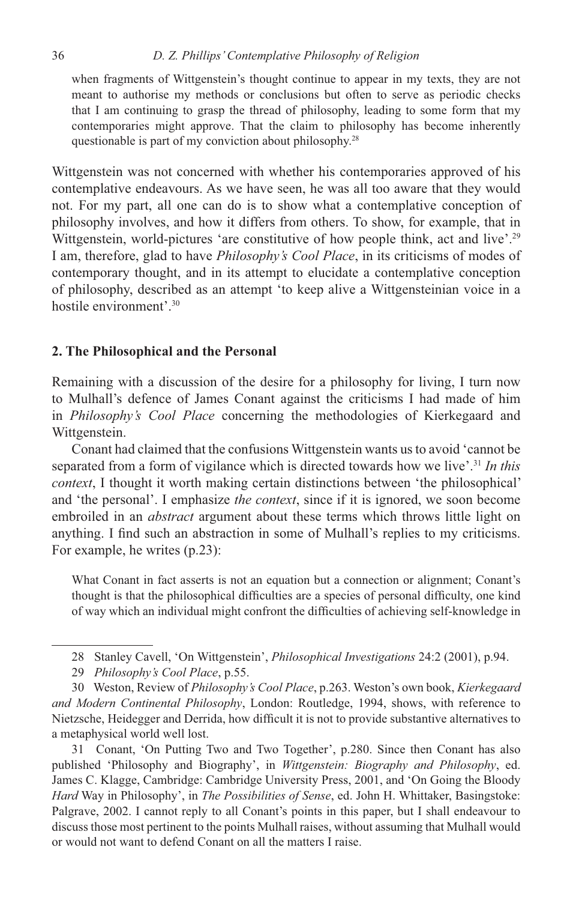> when fragments of Wittgenstein's thought continue to appear in my texts, they are not meant to authorise my methods or conclusions but often to serve as periodic checks that I am continuing to grasp the thread of philosophy, leading to some form that my contemporaries might approve. That the claim to philosophy has become inherently questionable is part of my conviction about philosophy.[28]

Wittgenstein was not concerned with whether his contemporaries approved of his contemplative endeavours. As we have seen, he was all too aware that they would not. For my part, all one can do is to show what a contemplative conception of philosophy involves, and how it differs from others. To show, for example, that in Wittgenstein, world-pictures 'are constitutive of how people think, act and live'.[29] I am, therefore, glad to have *Philosophy's Cool Place*, in its criticisms of modes of contemporary thought, and in its attempt to elucidate a contemplative conception of philosophy, described as an attempt 'to keep alive a Wittgensteinian voice in a hostile environment'.[30]

## 2. The Philosophical and the Personal

Remaining with a discussion of the desire for a philosophy for living, I turn now to Mulhall's defence of James Conant against the criticisms I had made of him in *Philosophy's Cool Place* concerning the methodologies of Kierkegaard and Wittgenstein.

Conant had claimed that the confusions Wittgenstein wants us to avoid 'cannot be separated from a form of vigilance which is directed towards how we live'.[31] *In this context*, I thought it worth making certain distinctions between 'the philosophical' and 'the personal'. I emphasize *the context*, since if it is ignored, we soon become embroiled in an *abstract* argument about these terms which throws little light on anything. I find such an abstraction in some of Mulhall's replies to my criticisms. For example, he writes (p.23):

> What Conant in fact asserts is not an equation but a connection or alignment; Conant's thought is that the philosophical difficulties are a species of personal difficulty, one kind of way which an individual might confront the difficulties of achieving self-knowledge in

---

28 Stanley Cavell, 'On Wittgenstein', *Philosophical Investigations* 24:2 (2001), p.94.

29 *Philosophy's Cool Place*, p.55.

30 Weston, Review of *Philosophy's Cool Place*, p.263. Weston's own book, *Kierkegaard and Modern Continental Philosophy*, London: Routledge, 1994, shows, with reference to Nietzsche, Heidegger and Derrida, how difficult it is not to provide substantive alternatives to a metaphysical world well lost.

31 Conant, 'On Putting Two and Two Together', p.280. Since then Conant has also published 'Philosophy and Biography', in *Wittgenstein: Biography and Philosophy*, ed. James C. Klagge, Cambridge: Cambridge University Press, 2001, and 'On Going the Bloody *Hard* Way in Philosophy', in *The Possibilities of Sense*, ed. John H. Whittaker, Basingstoke: Palgrave, 2002. I cannot reply to all Conant's points in this paper, but I shall endeavour to discuss those most pertinent to the points Mulhall raises, without assuming that Mulhall would or would not want to defend Conant on all the matters I raise.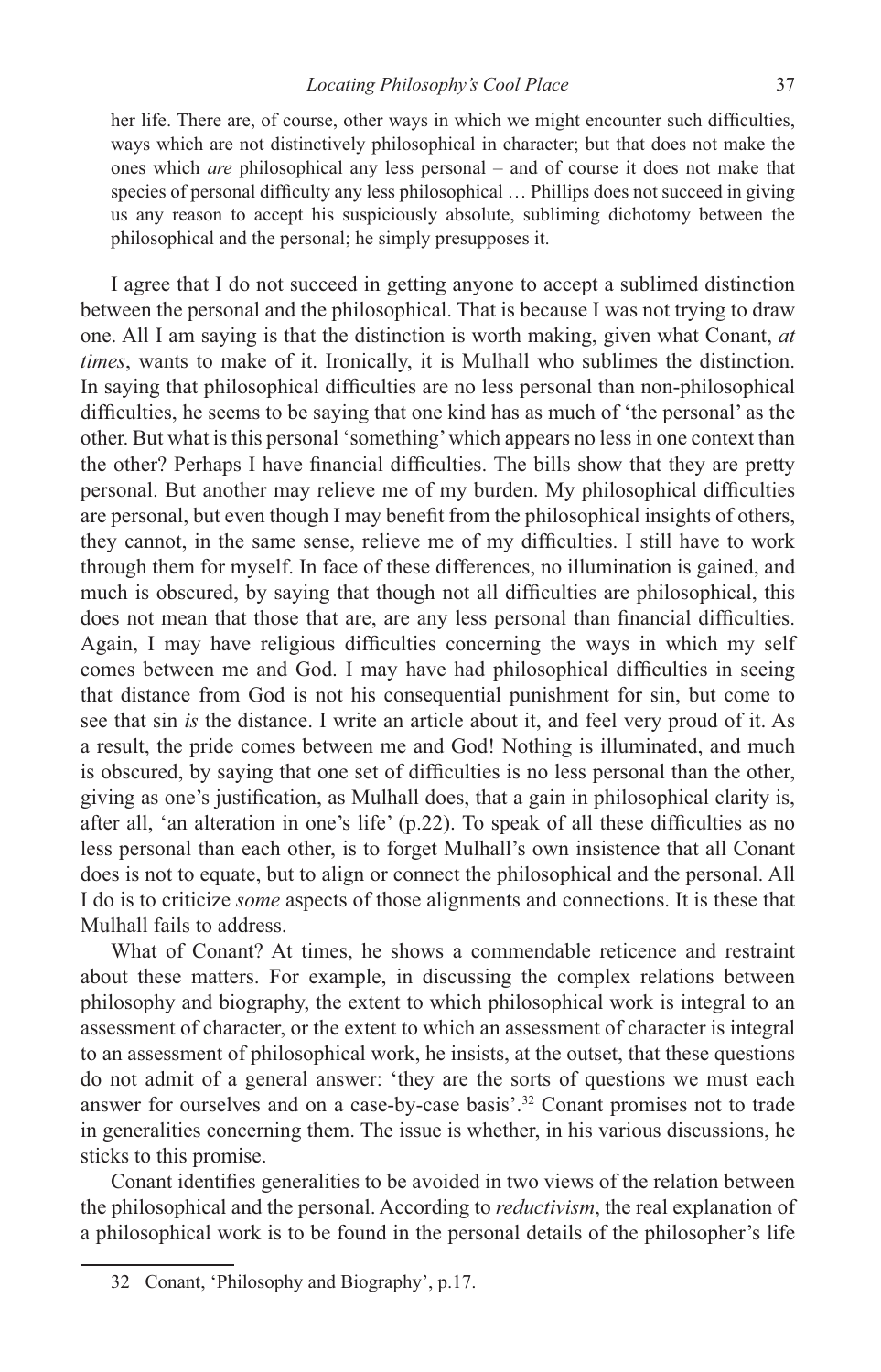> her life. There are, of course, other ways in which we might encounter such difficulties, ways which are not distinctively philosophical in character; but that does not make the ones which *are* philosophical any less personal – and of course it does not make that species of personal difficulty any less philosophical … Phillips does not succeed in giving us any reason to accept his suspiciously absolute, subliming dichotomy between the philosophical and the personal; he simply presupposes it.

I agree that I do not succeed in getting anyone to accept a sublimed distinction between the personal and the philosophical. That is because I was not trying to draw one. All I am saying is that the distinction is worth making, given what Conant, *at times*, wants to make of it. Ironically, it is Mulhall who sublimes the distinction. In saying that philosophical difficulties are no less personal than non-philosophical difficulties, he seems to be saying that one kind has as much of 'the personal' as the other. But what is this personal 'something' which appears no less in one context than the other? Perhaps I have financial difficulties. The bills show that they are pretty personal. But another may relieve me of my burden. My philosophical difficulties are personal, but even though I may benefit from the philosophical insights of others, they cannot, in the same sense, relieve me of my difficulties. I still have to work through them for myself. In face of these differences, no illumination is gained, and much is obscured, by saying that though not all difficulties are philosophical, this does not mean that those that are, are any less personal than financial difficulties. Again, I may have religious difficulties concerning the ways in which my self comes between me and God. I may have had philosophical difficulties in seeing that distance from God is not his consequential punishment for sin, but come to see that sin *is* the distance. I write an article about it, and feel very proud of it. As a result, the pride comes between me and God! Nothing is illuminated, and much is obscured, by saying that one set of difficulties is no less personal than the other, giving as one's justification, as Mulhall does, that a gain in philosophical clarity is, after all, 'an alteration in one's life' (p.22). To speak of all these difficulties as no less personal than each other, is to forget Mulhall's own insistence that all Conant does is not to equate, but to align or connect the philosophical and the personal. All I do is to criticize *some* aspects of those alignments and connections. It is these that Mulhall fails to address.

What of Conant? At times, he shows a commendable reticence and restraint about these matters. For example, in discussing the complex relations between philosophy and biography, the extent to which philosophical work is integral to an assessment of character, or the extent to which an assessment of character is integral to an assessment of philosophical work, he insists, at the outset, that these questions do not admit of a general answer: 'they are the sorts of questions we must each answer for ourselves and on a case-by-case basis'.[32] Conant promises not to trade in generalities concerning them. The issue is whether, in his various discussions, he sticks to this promise.

Conant identifies generalities to be avoided in two views of the relation between the philosophical and the personal. According to *reductivism*, the real explanation of a philosophical work is to be found in the personal details of the philosopher's life

32 Conant, 'Philosophy and Biography', p.17.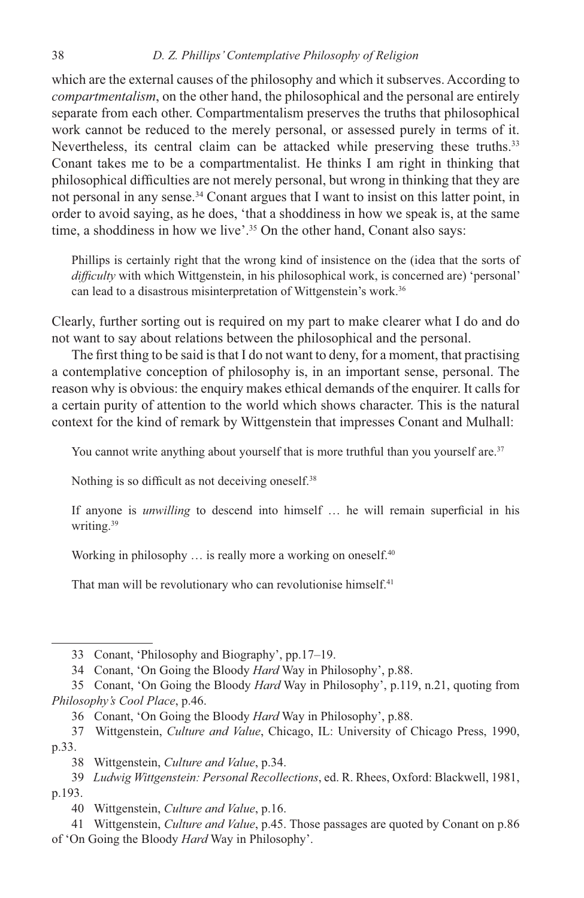which are the external causes of the philosophy and which it subserves. According to *compartmentalism*, on the other hand, the philosophical and the personal are entirely separate from each other. Compartmentalism preserves the truths that philosophical work cannot be reduced to the merely personal, or assessed purely in terms of it. Nevertheless, its central claim can be attacked while preserving these truths.[33] Conant takes me to be a compartmentalist. He thinks I am right in thinking that philosophical difficulties are not merely personal, but wrong in thinking that they are not personal in any sense.[34] Conant argues that I want to insist on this latter point, in order to avoid saying, as he does, 'that a shoddiness in how we speak is, at the same time, a shoddiness in how we live'.[35] On the other hand, Conant also says:

> Phillips is certainly right that the wrong kind of insistence on the (idea that the sorts of *difficulty* with which Wittgenstein, in his philosophical work, is concerned are) 'personal' can lead to a disastrous misinterpretation of Wittgenstein's work.[36]

Clearly, further sorting out is required on my part to make clearer what I do and do not want to say about relations between the philosophical and the personal.

The first thing to be said is that I do not want to deny, for a moment, that practising a contemplative conception of philosophy is, in an important sense, personal. The reason why is obvious: the enquiry makes ethical demands of the enquirer. It calls for a certain purity of attention to the world which shows character. This is the natural context for the kind of remark by Wittgenstein that impresses Conant and Mulhall:

> You cannot write anything about yourself that is more truthful than you yourself are.[37]

> Nothing is so difficult as not deceiving oneself.[38]

> If anyone is *unwilling* to descend into himself … he will remain superficial in his writing.[39]

> Working in philosophy … is really more a working on oneself.[40]

> That man will be revolutionary who can revolutionise himself.[41]

---

33 Conant, 'Philosophy and Biography', pp.17–19.

34 Conant, 'On Going the Bloody *Hard* Way in Philosophy', p.88.

35 Conant, 'On Going the Bloody *Hard* Way in Philosophy', p.119, n.21, quoting from *Philosophy's Cool Place*, p.46.

36 Conant, 'On Going the Bloody *Hard* Way in Philosophy', p.88.

37 Wittgenstein, *Culture and Value*, Chicago, IL: University of Chicago Press, 1990, p.33.

38 Wittgenstein, *Culture and Value*, p.34.

39 *Ludwig Wittgenstein: Personal Recollections*, ed. R. Rhees, Oxford: Blackwell, 1981, p.193.

40 Wittgenstein, *Culture and Value*, p.16.

41 Wittgenstein, *Culture and Value*, p.45. Those passages are quoted by Conant on p.86 of 'On Going the Bloody *Hard* Way in Philosophy'.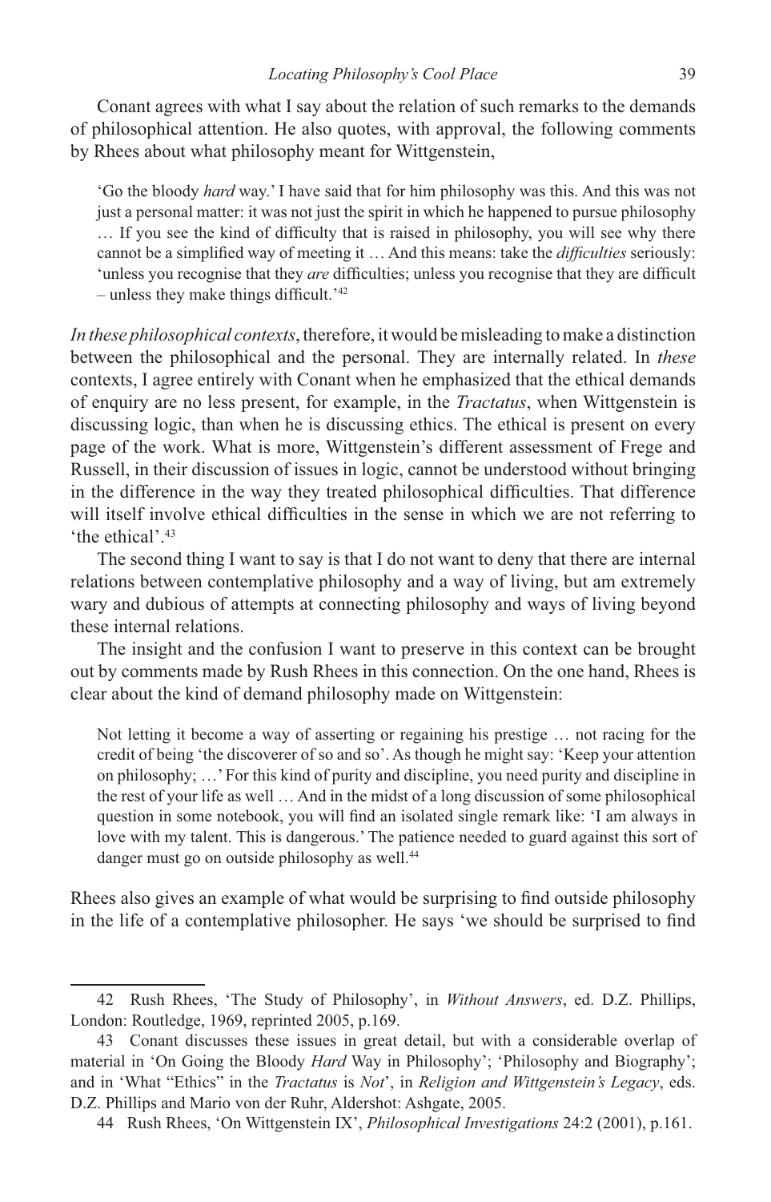Conant agrees with what I say about the relation of such remarks to the demands of philosophical attention. He also quotes, with approval, the following comments by Rhees about what philosophy meant for Wittgenstein,

> 'Go the bloody *hard* way.' I have said that for him philosophy was this. And this was not just a personal matter: it was not just the spirit in which he happened to pursue philosophy … If you see the kind of difficulty that is raised in philosophy, you will see why there cannot be a simplified way of meeting it … And this means: take the *difficulties* seriously: 'unless you recognise that they *are* difficulties; unless you recognise that they are difficult – unless they make things difficult.'[42]

*In these philosophical contexts*, therefore, it would be misleading to make a distinction between the philosophical and the personal. They are internally related. In *these* contexts, I agree entirely with Conant when he emphasized that the ethical demands of enquiry are no less present, for example, in the *Tractatus*, when Wittgenstein is discussing logic, than when he is discussing ethics. The ethical is present on every page of the work. What is more, Wittgenstein's different assessment of Frege and Russell, in their discussion of issues in logic, cannot be understood without bringing in the difference in the way they treated philosophical difficulties. That difference will itself involve ethical difficulties in the sense in which we are not referring to 'the ethical'.[43]

The second thing I want to say is that I do not want to deny that there are internal relations between contemplative philosophy and a way of living, but am extremely wary and dubious of attempts at connecting philosophy and ways of living beyond these internal relations.

The insight and the confusion I want to preserve in this context can be brought out by comments made by Rush Rhees in this connection. On the one hand, Rhees is clear about the kind of demand philosophy made on Wittgenstein:

> Not letting it become a way of asserting or regaining his prestige … not racing for the credit of being 'the discoverer of so and so'. As though he might say: 'Keep your attention on philosophy; …' For this kind of purity and discipline, you need purity and discipline in the rest of your life as well … And in the midst of a long discussion of some philosophical question in some notebook, you will find an isolated single remark like: 'I am always in love with my talent. This is dangerous.' The patience needed to guard against this sort of danger must go on outside philosophy as well.[44]

Rhees also gives an example of what would be surprising to find outside philosophy in the life of a contemplative philosopher. He says 'we should be surprised to find

---

42 Rush Rhees, 'The Study of Philosophy', in *Without Answers*, ed. D.Z. Phillips, London: Routledge, 1969, reprinted 2005, p.169.

43 Conant discusses these issues in great detail, but with a considerable overlap of material in 'On Going the Bloody *Hard* Way in Philosophy'; 'Philosophy and Biography'; and in 'What "Ethics" in the *Tractatus* is *Not*', in *Religion and Wittgenstein's Legacy*, eds. D.Z. Phillips and Mario von der Ruhr, Aldershot: Ashgate, 2005.

44 Rush Rhees, 'On Wittgenstein IX', *Philosophical Investigations* 24:2 (2001), p.161.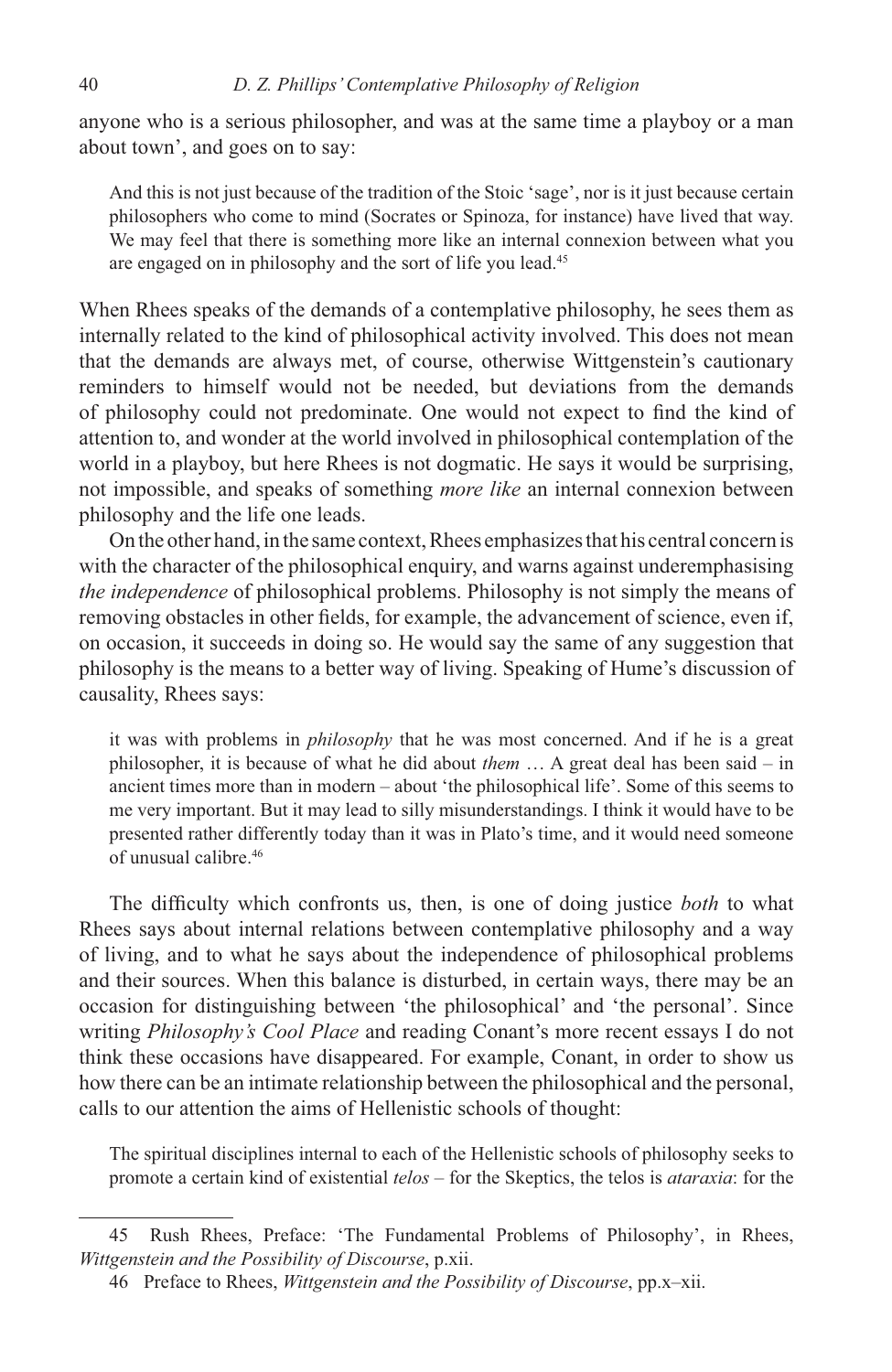anyone who is a serious philosopher, and was at the same time a playboy or a man about town', and goes on to say:

> And this is not just because of the tradition of the Stoic 'sage', nor is it just because certain philosophers who come to mind (Socrates or Spinoza, for instance) have lived that way. We may feel that there is something more like an internal connexion between what you are engaged on in philosophy and the sort of life you lead.[45]

When Rhees speaks of the demands of a contemplative philosophy, he sees them as internally related to the kind of philosophical activity involved. This does not mean that the demands are always met, of course, otherwise Wittgenstein's cautionary reminders to himself would not be needed, but deviations from the demands of philosophy could not predominate. One would not expect to find the kind of attention to, and wonder at the world involved in philosophical contemplation of the world in a playboy, but here Rhees is not dogmatic. He says it would be surprising, not impossible, and speaks of something *more like* an internal connexion between philosophy and the life one leads.

On the other hand, in the same context, Rhees emphasizes that his central concern is with the character of the philosophical enquiry, and warns against underemphasising *the independence* of philosophical problems. Philosophy is not simply the means of removing obstacles in other fields, for example, the advancement of science, even if, on occasion, it succeeds in doing so. He would say the same of any suggestion that philosophy is the means to a better way of living. Speaking of Hume's discussion of causality, Rhees says:

> it was with problems in *philosophy* that he was most concerned. And if he is a great philosopher, it is because of what he did about *them* … A great deal has been said – in ancient times more than in modern – about 'the philosophical life'. Some of this seems to me very important. But it may lead to silly misunderstandings. I think it would have to be presented rather differently today than it was in Plato's time, and it would need someone of unusual calibre.[46]

The difficulty which confronts us, then, is one of doing justice *both* to what Rhees says about internal relations between contemplative philosophy and a way of living, and to what he says about the independence of philosophical problems and their sources. When this balance is disturbed, in certain ways, there may be an occasion for distinguishing between 'the philosophical' and 'the personal'. Since writing *Philosophy's Cool Place* and reading Conant's more recent essays I do not think these occasions have disappeared. For example, Conant, in order to show us how there can be an intimate relationship between the philosophical and the personal, calls to our attention the aims of Hellenistic schools of thought:

> The spiritual disciplines internal to each of the Hellenistic schools of philosophy seeks to promote a certain kind of existential *telos* – for the Skeptics, the telos is *ataraxia*: for the

---

45 Rush Rhees, Preface: 'The Fundamental Problems of Philosophy', in Rhees, *Wittgenstein and the Possibility of Discourse*, p.xii.

46 Preface to Rhees, *Wittgenstein and the Possibility of Discourse*, pp.x–xii.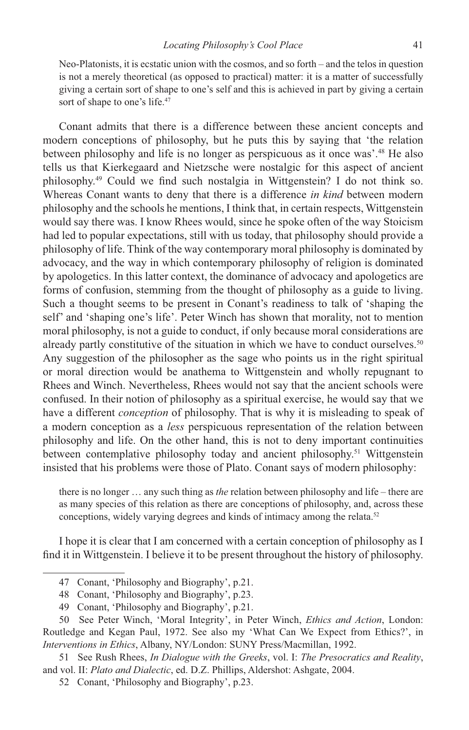Neo-Platonists, it is ecstatic union with the cosmos, and so forth – and the telos in question is not a merely theoretical (as opposed to practical) matter: it is a matter of successfully giving a certain sort of shape to one's self and this is achieved in part by giving a certain sort of shape to one's life.[47]

Conant admits that there is a difference between these ancient concepts and modern conceptions of philosophy, but he puts this by saying that 'the relation between philosophy and life is no longer as perspicuous as it once was'.[48] He also tells us that Kierkegaard and Nietzsche were nostalgic for this aspect of ancient philosophy.[49] Could we find such nostalgia in Wittgenstein? I do not think so. Whereas Conant wants to deny that there is a difference *in kind* between modern philosophy and the schools he mentions, I think that, in certain respects, Wittgenstein would say there was. I know Rhees would, since he spoke often of the way Stoicism had led to popular expectations, still with us today, that philosophy should provide a philosophy of life. Think of the way contemporary moral philosophy is dominated by advocacy, and the way in which contemporary philosophy of religion is dominated by apologetics. In this latter context, the dominance of advocacy and apologetics are forms of confusion, stemming from the thought of philosophy as a guide to living. Such a thought seems to be present in Conant's readiness to talk of 'shaping the self' and 'shaping one's life'. Peter Winch has shown that morality, not to mention moral philosophy, is not a guide to conduct, if only because moral considerations are already partly constitutive of the situation in which we have to conduct ourselves.[50] Any suggestion of the philosopher as the sage who points us in the right spiritual or moral direction would be anathema to Wittgenstein and wholly repugnant to Rhees and Winch. Nevertheless, Rhees would not say that the ancient schools were confused. In their notion of philosophy as a spiritual exercise, he would say that we have a different *conception* of philosophy. That is why it is misleading to speak of a modern conception as a *less* perspicuous representation of the relation between philosophy and life. On the other hand, this is not to deny important continuities between contemplative philosophy today and ancient philosophy.[51] Wittgenstein insisted that his problems were those of Plato. Conant says of modern philosophy:

> there is no longer … any such thing as *the* relation between philosophy and life – there are as many species of this relation as there are conceptions of philosophy, and, across these conceptions, widely varying degrees and kinds of intimacy among the relata.[52]

I hope it is clear that I am concerned with a certain conception of philosophy as I find it in Wittgenstein. I believe it to be present throughout the history of philosophy.

---

47 Conant, 'Philosophy and Biography', p.21.

48 Conant, 'Philosophy and Biography', p.23.

49 Conant, 'Philosophy and Biography', p.21.

50 See Peter Winch, 'Moral Integrity', in Peter Winch, *Ethics and Action*, London: Routledge and Kegan Paul, 1972. See also my 'What Can We Expect from Ethics?', in *Interventions in Ethics*, Albany, NY/London: SUNY Press/Macmillan, 1992.

51 See Rush Rhees, *In Dialogue with the Greeks*, vol. I: *The Presocratics and Reality*, and vol. II: *Plato and Dialectic*, ed. D.Z. Phillips, Aldershot: Ashgate, 2004.

52 Conant, 'Philosophy and Biography', p.23.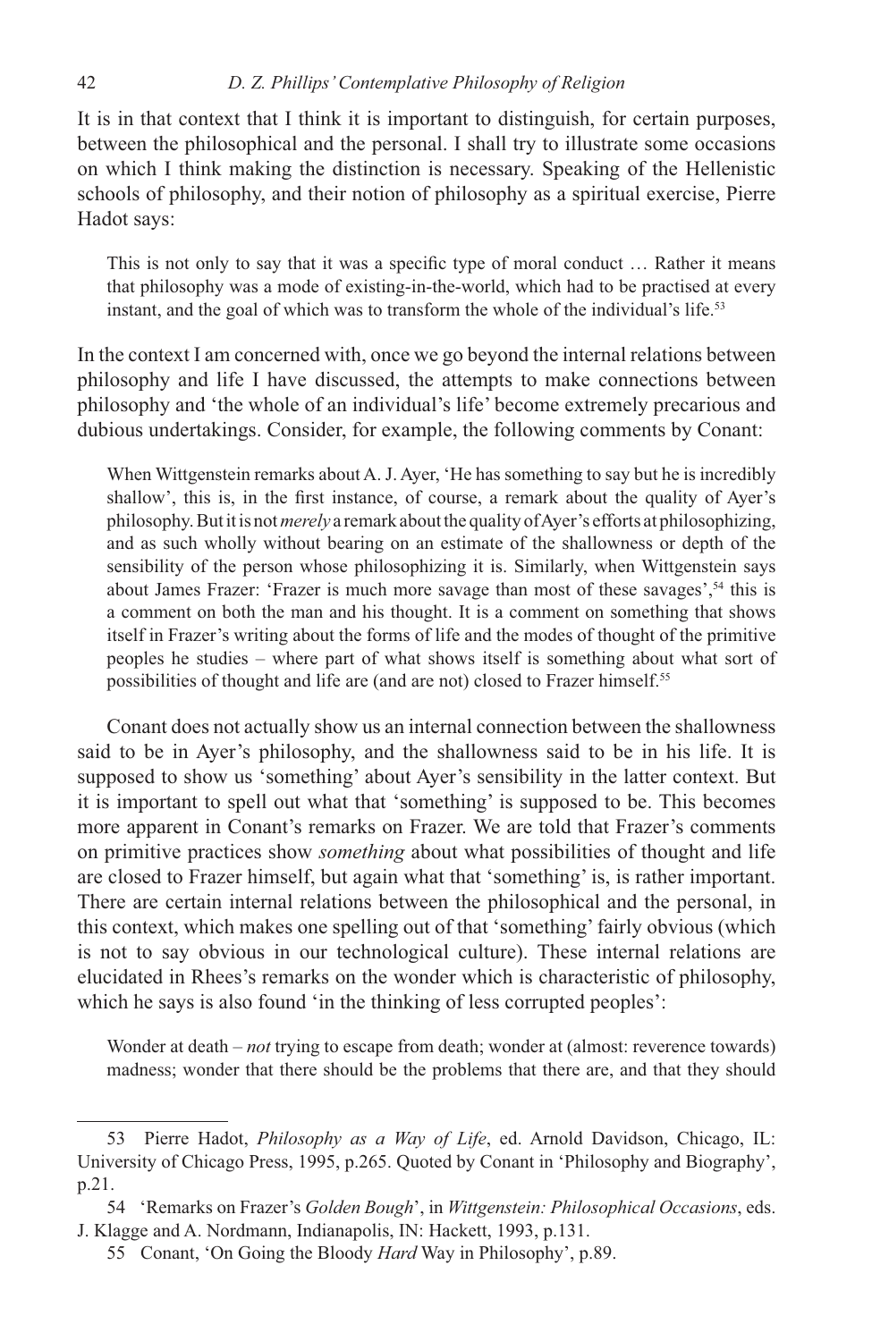It is in that context that I think it is important to distinguish, for certain purposes, between the philosophical and the personal. I shall try to illustrate some occasions on which I think making the distinction is necessary. Speaking of the Hellenistic schools of philosophy, and their notion of philosophy as a spiritual exercise, Pierre Hadot says:

> This is not only to say that it was a specific type of moral conduct … Rather it means that philosophy was a mode of existing-in-the-world, which had to be practised at every instant, and the goal of which was to transform the whole of the individual's life.[53]

In the context I am concerned with, once we go beyond the internal relations between philosophy and life I have discussed, the attempts to make connections between philosophy and 'the whole of an individual's life' become extremely precarious and dubious undertakings. Consider, for example, the following comments by Conant:

> When Wittgenstein remarks about A. J. Ayer, 'He has something to say but he is incredibly shallow', this is, in the first instance, of course, a remark about the quality of Ayer's philosophy. But it is not *merely* a remark about the quality of Ayer's efforts at philosophizing, and as such wholly without bearing on an estimate of the shallowness or depth of the sensibility of the person whose philosophizing it is. Similarly, when Wittgenstein says about James Frazer: 'Frazer is much more savage than most of these savages',[54] this is a comment on both the man and his thought. It is a comment on something that shows itself in Frazer's writing about the forms of life and the modes of thought of the primitive peoples he studies – where part of what shows itself is something about what sort of possibilities of thought and life are (and are not) closed to Frazer himself.[55]

Conant does not actually show us an internal connection between the shallowness said to be in Ayer's philosophy, and the shallowness said to be in his life. It is supposed to show us 'something' about Ayer's sensibility in the latter context. But it is important to spell out what that 'something' is supposed to be. This becomes more apparent in Conant's remarks on Frazer. We are told that Frazer's comments on primitive practices show *something* about what possibilities of thought and life are closed to Frazer himself, but again what that 'something' is, is rather important. There are certain internal relations between the philosophical and the personal, in this context, which makes one spelling out of that 'something' fairly obvious (which is not to say obvious in our technological culture). These internal relations are elucidated in Rhees's remarks on the wonder which is characteristic of philosophy, which he says is also found 'in the thinking of less corrupted peoples':

> Wonder at death – *not* trying to escape from death; wonder at (almost: reverence towards) madness; wonder that there should be the problems that there are, and that they should

---

53 Pierre Hadot, *Philosophy as a Way of Life*, ed. Arnold Davidson, Chicago, IL: University of Chicago Press, 1995, p.265. Quoted by Conant in 'Philosophy and Biography', p.21.

54 'Remarks on Frazer's *Golden Bough*', in *Wittgenstein: Philosophical Occasions*, eds. J. Klagge and A. Nordmann, Indianapolis, IN: Hackett, 1993, p.131.

55 Conant, 'On Going the Bloody *Hard* Way in Philosophy', p.89.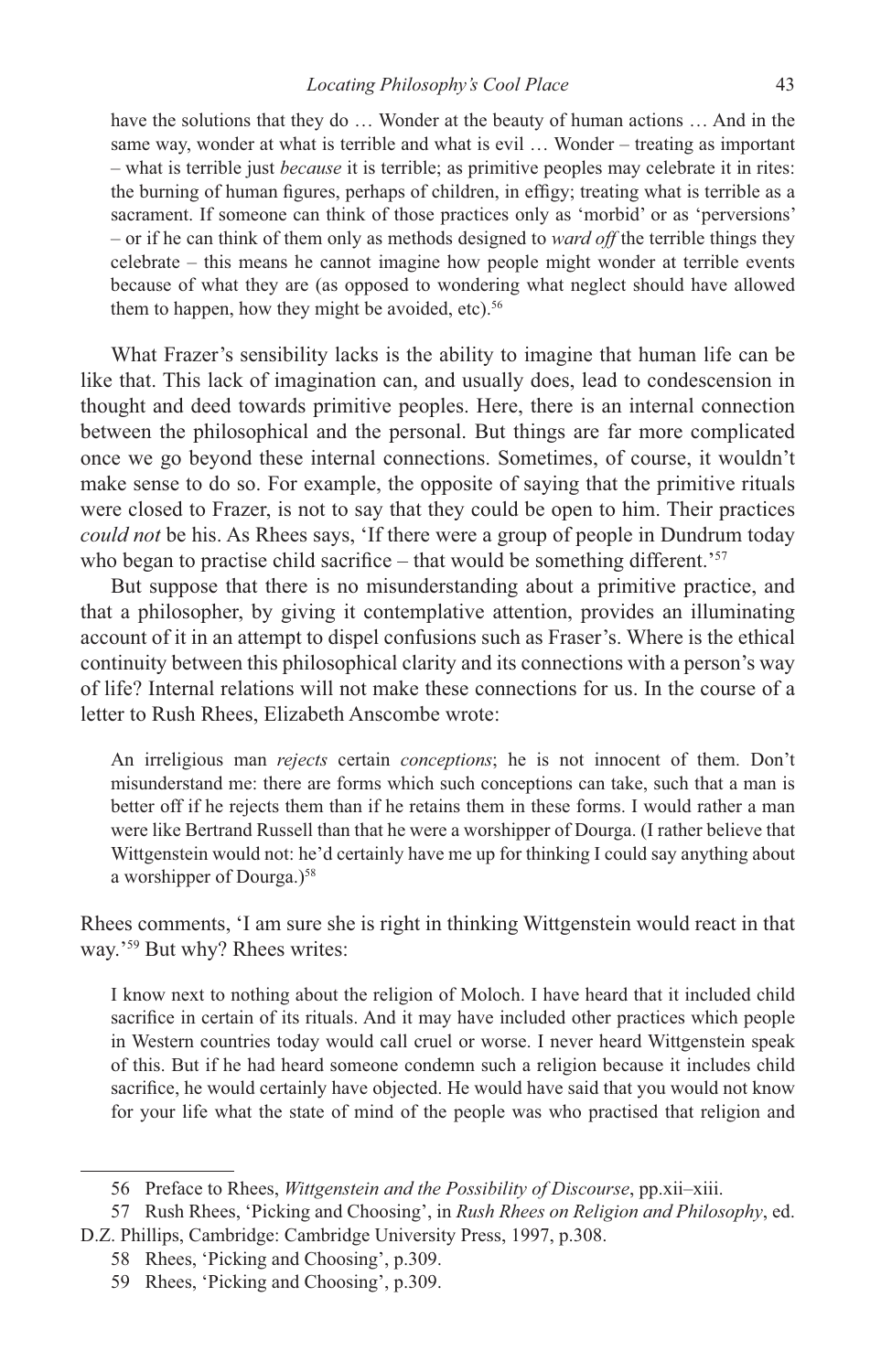have the solutions that they do … Wonder at the beauty of human actions … And in the same way, wonder at what is terrible and what is evil … Wonder – treating as important – what is terrible just *because* it is terrible; as primitive peoples may celebrate it in rites: the burning of human figures, perhaps of children, in effigy; treating what is terrible as a sacrament. If someone can think of those practices only as 'morbid' or as 'perversions' – or if he can think of them only as methods designed to *ward off* the terrible things they celebrate – this means he cannot imagine how people might wonder at terrible events because of what they are (as opposed to wondering what neglect should have allowed them to happen, how they might be avoided, etc).[56]

What Frazer's sensibility lacks is the ability to imagine that human life can be like that. This lack of imagination can, and usually does, lead to condescension in thought and deed towards primitive peoples. Here, there is an internal connection between the philosophical and the personal. But things are far more complicated once we go beyond these internal connections. Sometimes, of course, it wouldn't make sense to do so. For example, the opposite of saying that the primitive rituals were closed to Frazer, is not to say that they could be open to him. Their practices *could not* be his. As Rhees says, 'If there were a group of people in Dundrum today who began to practise child sacrifice – that would be something different.'[57]

But suppose that there is no misunderstanding about a primitive practice, and that a philosopher, by giving it contemplative attention, provides an illuminating account of it in an attempt to dispel confusions such as Fraser's. Where is the ethical continuity between this philosophical clarity and its connections with a person's way of life? Internal relations will not make these connections for us. In the course of a letter to Rush Rhees, Elizabeth Anscombe wrote:

> An irreligious man *rejects* certain *conceptions*; he is not innocent of them. Don't misunderstand me: there are forms which such conceptions can take, such that a man is better off if he rejects them than if he retains them in these forms. I would rather a man were like Bertrand Russell than that he were a worshipper of Dourga. (I rather believe that Wittgenstein would not: he'd certainly have me up for thinking I could say anything about a worshipper of Dourga.)[58]

Rhees comments, 'I am sure she is right in thinking Wittgenstein would react in that way.'[59] But why? Rhees writes:

> I know next to nothing about the religion of Moloch. I have heard that it included child sacrifice in certain of its rituals. And it may have included other practices which people in Western countries today would call cruel or worse. I never heard Wittgenstein speak of this. But if he had heard someone condemn such a religion because it includes child sacrifice, he would certainly have objected. He would have said that you would not know for your life what the state of mind of the people was who practised that religion and

56 Preface to Rhees, *Wittgenstein and the Possibility of Discourse*, pp.xii–xiii.

57 Rush Rhees, 'Picking and Choosing', in *Rush Rhees on Religion and Philosophy*, ed. D.Z. Phillips, Cambridge: Cambridge University Press, 1997, p.308.

58 Rhees, 'Picking and Choosing', p.309.

59 Rhees, 'Picking and Choosing', p.309.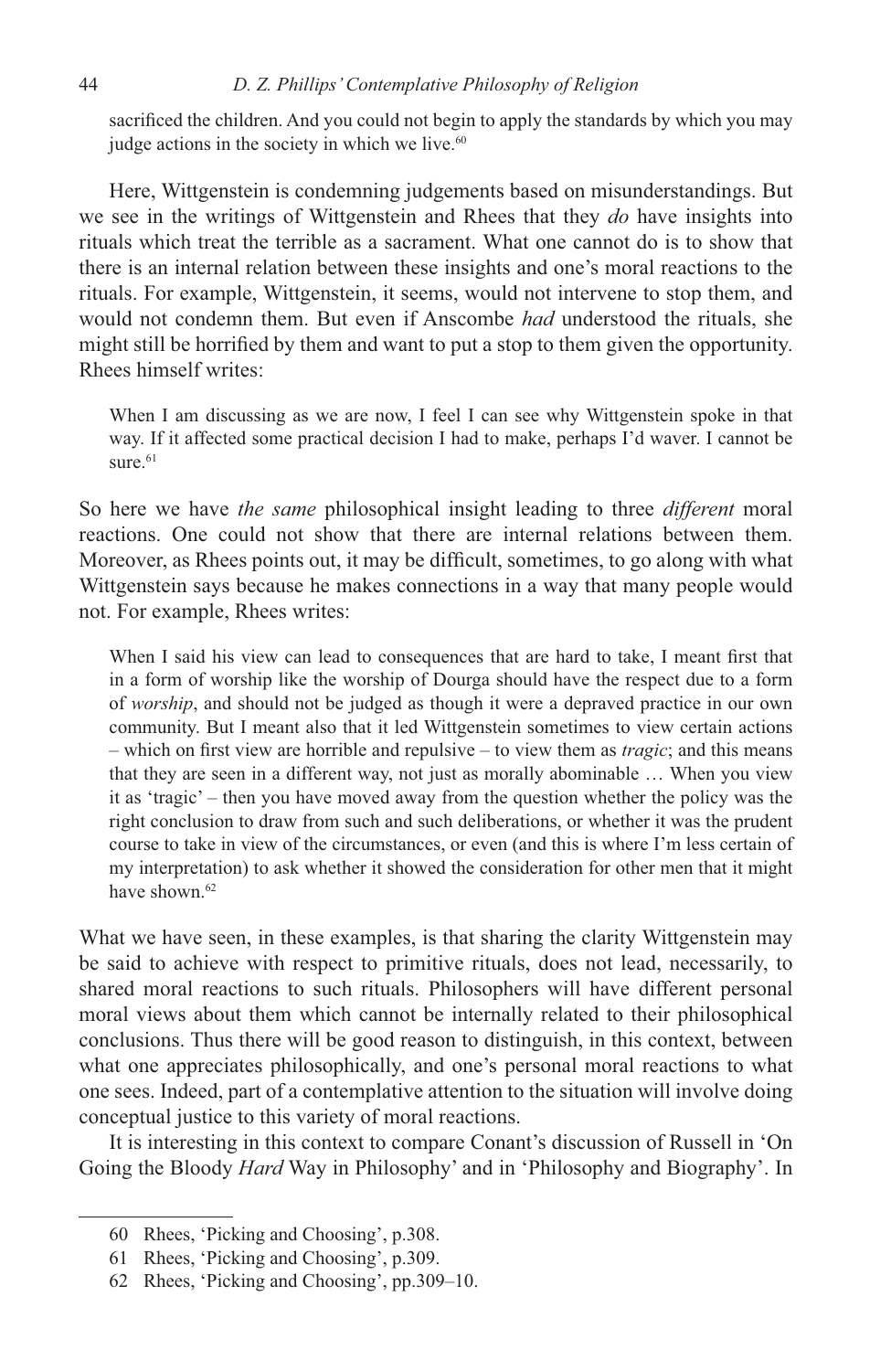sacrificed the children. And you could not begin to apply the standards by which you may judge actions in the society in which we live.[60]

Here, Wittgenstein is condemning judgements based on misunderstandings. But we see in the writings of Wittgenstein and Rhees that they *do* have insights into rituals which treat the terrible as a sacrament. What one cannot do is to show that there is an internal relation between these insights and one's moral reactions to the rituals. For example, Wittgenstein, it seems, would not intervene to stop them, and would not condemn them. But even if Anscombe *had* understood the rituals, she might still be horrified by them and want to put a stop to them given the opportunity. Rhees himself writes:

> When I am discussing as we are now, I feel I can see why Wittgenstein spoke in that way. If it affected some practical decision I had to make, perhaps I'd waver. I cannot be sure.[61]

So here we have *the same* philosophical insight leading to three *different* moral reactions. One could not show that there are internal relations between them. Moreover, as Rhees points out, it may be difficult, sometimes, to go along with what Wittgenstein says because he makes connections in a way that many people would not. For example, Rhees writes:

> When I said his view can lead to consequences that are hard to take, I meant first that in a form of worship like the worship of Dourga should have the respect due to a form of *worship*, and should not be judged as though it were a depraved practice in our own community. But I meant also that it led Wittgenstein sometimes to view certain actions – which on first view are horrible and repulsive – to view them as *tragic*; and this means that they are seen in a different way, not just as morally abominable … When you view it as 'tragic' – then you have moved away from the question whether the policy was the right conclusion to draw from such and such deliberations, or whether it was the prudent course to take in view of the circumstances, or even (and this is where I'm less certain of my interpretation) to ask whether it showed the consideration for other men that it might have shown.[62]

What we have seen, in these examples, is that sharing the clarity Wittgenstein may be said to achieve with respect to primitive rituals, does not lead, necessarily, to shared moral reactions to such rituals. Philosophers will have different personal moral views about them which cannot be internally related to their philosophical conclusions. Thus there will be good reason to distinguish, in this context, between what one appreciates philosophically, and one's personal moral reactions to what one sees. Indeed, part of a contemplative attention to the situation will involve doing conceptual justice to this variety of moral reactions.

It is interesting in this context to compare Conant's discussion of Russell in 'On Going the Bloody *Hard* Way in Philosophy' and in 'Philosophy and Biography'. In

---

60 Rhees, 'Picking and Choosing', p.308.

61 Rhees, 'Picking and Choosing', p.309.

62 Rhees, 'Picking and Choosing', pp.309–10.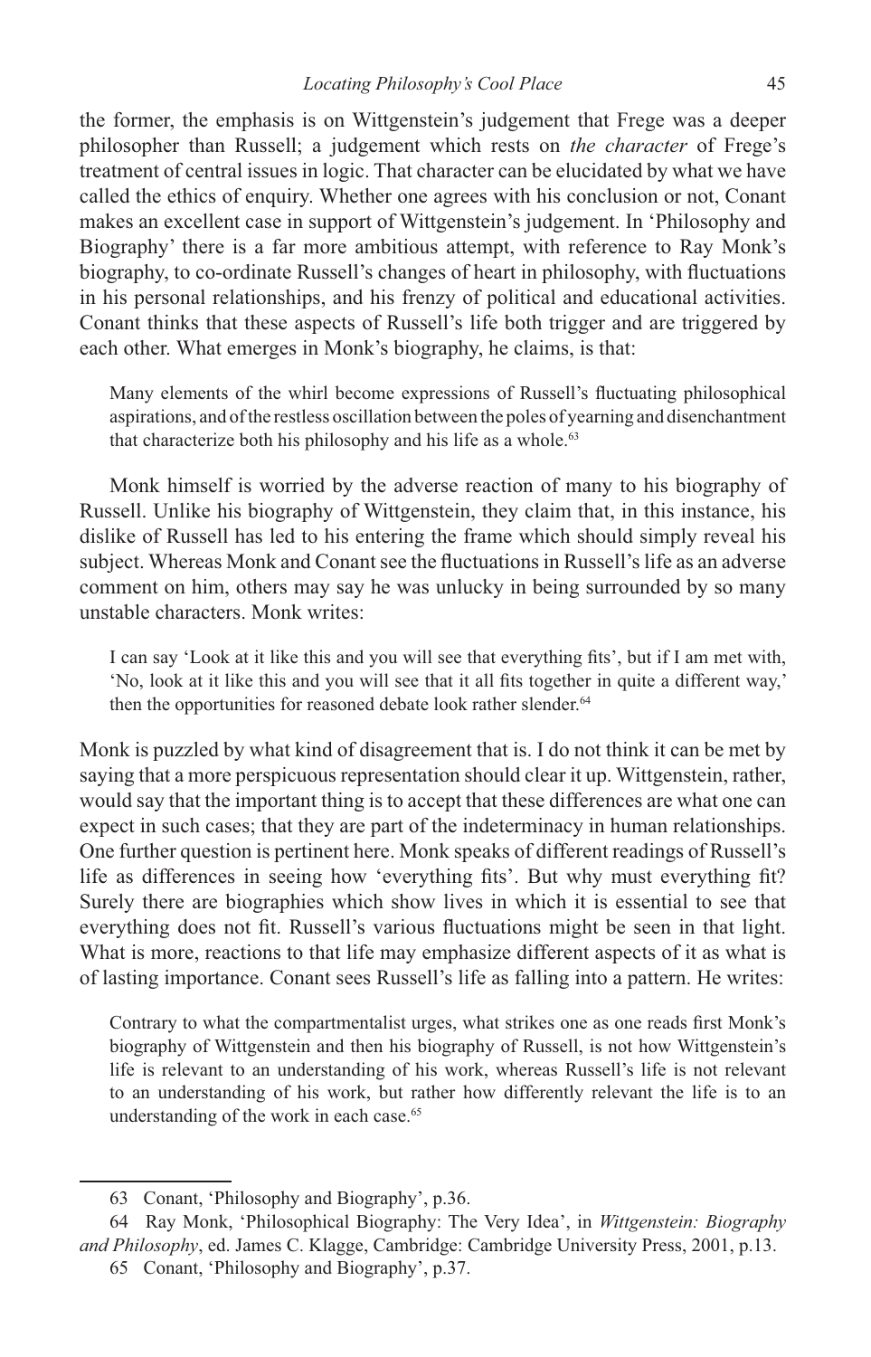the former, the emphasis is on Wittgenstein's judgement that Frege was a deeper philosopher than Russell; a judgement which rests on *the character* of Frege's treatment of central issues in logic. That character can be elucidated by what we have called the ethics of enquiry. Whether one agrees with his conclusion or not, Conant makes an excellent case in support of Wittgenstein's judgement. In 'Philosophy and Biography' there is a far more ambitious attempt, with reference to Ray Monk's biography, to co-ordinate Russell's changes of heart in philosophy, with fluctuations in his personal relationships, and his frenzy of political and educational activities. Conant thinks that these aspects of Russell's life both trigger and are triggered by each other. What emerges in Monk's biography, he claims, is that:

> Many elements of the whirl become expressions of Russell's fluctuating philosophical aspirations, and of the restless oscillation between the poles of yearning and disenchantment that characterize both his philosophy and his life as a whole.[63]

Monk himself is worried by the adverse reaction of many to his biography of Russell. Unlike his biography of Wittgenstein, they claim that, in this instance, his dislike of Russell has led to his entering the frame which should simply reveal his subject. Whereas Monk and Conant see the fluctuations in Russell's life as an adverse comment on him, others may say he was unlucky in being surrounded by so many unstable characters. Monk writes:

> I can say 'Look at it like this and you will see that everything fits', but if I am met with, 'No, look at it like this and you will see that it all fits together in quite a different way,' then the opportunities for reasoned debate look rather slender.[64]

Monk is puzzled by what kind of disagreement that is. I do not think it can be met by saying that a more perspicuous representation should clear it up. Wittgenstein, rather, would say that the important thing is to accept that these differences are what one can expect in such cases; that they are part of the indeterminacy in human relationships. One further question is pertinent here. Monk speaks of different readings of Russell's life as differences in seeing how 'everything fits'. But why must everything fit? Surely there are biographies which show lives in which it is essential to see that everything does not fit. Russell's various fluctuations might be seen in that light. What is more, reactions to that life may emphasize different aspects of it as what is of lasting importance. Conant sees Russell's life as falling into a pattern. He writes:

> Contrary to what the compartmentalist urges, what strikes one as one reads first Monk's biography of Wittgenstein and then his biography of Russell, is not how Wittgenstein's life is relevant to an understanding of his work, whereas Russell's life is not relevant to an understanding of his work, but rather how differently relevant the life is to an understanding of the work in each case.[65]

---

63 Conant, 'Philosophy and Biography', p.36.

64 Ray Monk, 'Philosophical Biography: The Very Idea', in *Wittgenstein: Biography and Philosophy*, ed. James C. Klagge, Cambridge: Cambridge University Press, 2001, p.13.

65 Conant, 'Philosophy and Biography', p.37.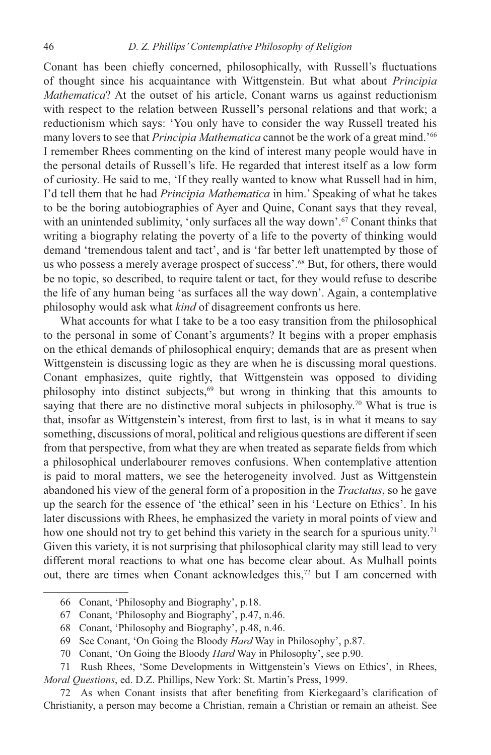Conant has been chiefly concerned, philosophically, with Russell's fluctuations of thought since his acquaintance with Wittgenstein. But what about *Principia Mathematica*? At the outset of his article, Conant warns us against reductionism with respect to the relation between Russell's personal relations and that work; a reductionism which says: 'You only have to consider the way Russell treated his many lovers to see that *Principia Mathematica* cannot be the work of a great mind.'[66] I remember Rhees commenting on the kind of interest many people would have in the personal details of Russell's life. He regarded that interest itself as a low form of curiosity. He said to me, 'If they really wanted to know what Russell had in him, I'd tell them that he had *Principia Mathematica* in him.' Speaking of what he takes to be the boring autobiographies of Ayer and Quine, Conant says that they reveal, with an unintended sublimity, 'only surfaces all the way down'.[67] Conant thinks that writing a biography relating the poverty of a life to the poverty of thinking would demand 'tremendous talent and tact', and is 'far better left unattempted by those of us who possess a merely average prospect of success'.[68] But, for others, there would be no topic, so described, to require talent or tact, for they would refuse to describe the life of any human being 'as surfaces all the way down'. Again, a contemplative philosophy would ask what *kind* of disagreement confronts us here.

What accounts for what I take to be a too easy transition from the philosophical to the personal in some of Conant's arguments? It begins with a proper emphasis on the ethical demands of philosophical enquiry; demands that are as present when Wittgenstein is discussing logic as they are when he is discussing moral questions. Conant emphasizes, quite rightly, that Wittgenstein was opposed to dividing philosophy into distinct subjects,[69] but wrong in thinking that this amounts to saying that there are no distinctive moral subjects in philosophy.[70] What is true is that, insofar as Wittgenstein's interest, from first to last, is in what it means to say something, discussions of moral, political and religious questions are different if seen from that perspective, from what they are when treated as separate fields from which a philosophical underlabourer removes confusions. When contemplative attention is paid to moral matters, we see the heterogeneity involved. Just as Wittgenstein abandoned his view of the general form of a proposition in the *Tractatus*, so he gave up the search for the essence of 'the ethical' seen in his 'Lecture on Ethics'. In his later discussions with Rhees, he emphasized the variety in moral points of view and how one should not try to get behind this variety in the search for a spurious unity.[71] Given this variety, it is not surprising that philosophical clarity may still lead to very different moral reactions to what one has become clear about. As Mulhall points out, there are times when Conant acknowledges this,[72] but I am concerned with

---

66 Conant, 'Philosophy and Biography', p.18.

67 Conant, 'Philosophy and Biography', p.47, n.46.

68 Conant, 'Philosophy and Biography', p.48, n.46.

69 See Conant, 'On Going the Bloody *Hard* Way in Philosophy', p.87.

70 Conant, 'On Going the Bloody *Hard* Way in Philosophy', see p.90.

71 Rush Rhees, 'Some Developments in Wittgenstein's Views on Ethics', in Rhees, *Moral Questions*, ed. D.Z. Phillips, New York: St. Martin's Press, 1999.

72 As when Conant insists that after benefiting from Kierkegaard's clarification of Christianity, a person may become a Christian, remain a Christian or remain an atheist. See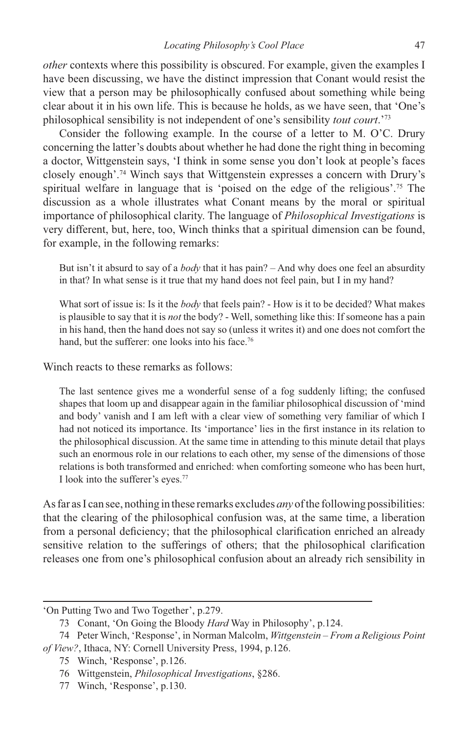*other* contexts where this possibility is obscured. For example, given the examples I have been discussing, we have the distinct impression that Conant would resist the view that a person may be philosophically confused about something while being clear about it in his own life. This is because he holds, as we have seen, that 'One's philosophical sensibility is not independent of one's sensibility *tout court*.'[73]

Consider the following example. In the course of a letter to M. O'C. Drury concerning the latter's doubts about whether he had done the right thing in becoming a doctor, Wittgenstein says, 'I think in some sense you don't look at people's faces closely enough'.[74] Winch says that Wittgenstein expresses a concern with Drury's spiritual welfare in language that is 'poised on the edge of the religious'.[75] The discussion as a whole illustrates what Conant means by the moral or spiritual importance of philosophical clarity. The language of *Philosophical Investigations* is very different, but, here, too, Winch thinks that a spiritual dimension can be found, for example, in the following remarks:

> But isn't it absurd to say of a *body* that it has pain? – And why does one feel an absurdity in that? In what sense is it true that my hand does not feel pain, but I in my hand?
>
> What sort of issue is: Is it the *body* that feels pain? - How is it to be decided? What makes is plausible to say that it is *not* the body? - Well, something like this: If someone has a pain in his hand, then the hand does not say so (unless it writes it) and one does not comfort the hand, but the sufferer: one looks into his face.[76]

Winch reacts to these remarks as follows:

> The last sentence gives me a wonderful sense of a fog suddenly lifting; the confused shapes that loom up and disappear again in the familiar philosophical discussion of 'mind and body' vanish and I am left with a clear view of something very familiar of which I had not noticed its importance. Its 'importance' lies in the first instance in its relation to the philosophical discussion. At the same time in attending to this minute detail that plays such an enormous role in our relations to each other, my sense of the dimensions of those relations is both transformed and enriched: when comforting someone who has been hurt, I look into the sufferer's eyes.[77]

As far as I can see, nothing in these remarks excludes *any* of the following possibilities: that the clearing of the philosophical confusion was, at the same time, a liberation from a personal deficiency; that the philosophical clarification enriched an already sensitive relation to the sufferings of others; that the philosophical clarification releases one from one's philosophical confusion about an already rich sensibility in

---

'On Putting Two and Two Together', p.279.

73 Conant, 'On Going the Bloody *Hard* Way in Philosophy', p.124.

74 Peter Winch, 'Response', in Norman Malcolm, *Wittgenstein – From a Religious Point of View?*, Ithaca, NY: Cornell University Press, 1994, p.126.

75 Winch, 'Response', p.126.

76 Wittgenstein, *Philosophical Investigations*, §286.

77 Winch, 'Response', p.130.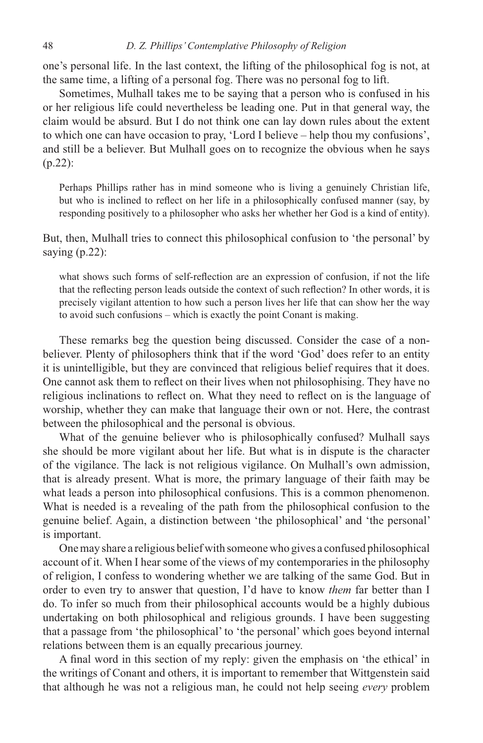one's personal life. In the last context, the lifting of the philosophical fog is not, at the same time, a lifting of a personal fog. There was no personal fog to lift.

Sometimes, Mulhall takes me to be saying that a person who is confused in his or her religious life could nevertheless be leading one. Put in that general way, the claim would be absurd. But I do not think one can lay down rules about the extent to which one can have occasion to pray, 'Lord I believe – help thou my confusions', and still be a believer. But Mulhall goes on to recognize the obvious when he says (p.22):

> Perhaps Phillips rather has in mind someone who is living a genuinely Christian life, but who is inclined to reflect on her life in a philosophically confused manner (say, by responding positively to a philosopher who asks her whether her God is a kind of entity).

But, then, Mulhall tries to connect this philosophical confusion to 'the personal' by saying (p.22):

> what shows such forms of self-reflection are an expression of confusion, if not the life that the reflecting person leads outside the context of such reflection? In other words, it is precisely vigilant attention to how such a person lives her life that can show her the way to avoid such confusions – which is exactly the point Conant is making.

These remarks beg the question being discussed. Consider the case of a non-believer. Plenty of philosophers think that if the word 'God' does refer to an entity it is unintelligible, but they are convinced that religious belief requires that it does. One cannot ask them to reflect on their lives when not philosophising. They have no religious inclinations to reflect on. What they need to reflect on is the language of worship, whether they can make that language their own or not. Here, the contrast between the philosophical and the personal is obvious.

What of the genuine believer who is philosophically confused? Mulhall says she should be more vigilant about her life. But what is in dispute is the character of the vigilance. The lack is not religious vigilance. On Mulhall's own admission, that is already present. What is more, the primary language of their faith may be what leads a person into philosophical confusions. This is a common phenomenon. What is needed is a revealing of the path from the philosophical confusion to the genuine belief. Again, a distinction between 'the philosophical' and 'the personal' is important.

One may share a religious belief with someone who gives a confused philosophical account of it. When I hear some of the views of my contemporaries in the philosophy of religion, I confess to wondering whether we are talking of the same God. But in order to even try to answer that question, I'd have to know *them* far better than I do. To infer so much from their philosophical accounts would be a highly dubious undertaking on both philosophical and religious grounds. I have been suggesting that a passage from 'the philosophical' to 'the personal' which goes beyond internal relations between them is an equally precarious journey.

A final word in this section of my reply: given the emphasis on 'the ethical' in the writings of Conant and others, it is important to remember that Wittgenstein said that although he was not a religious man, he could not help seeing *every* problem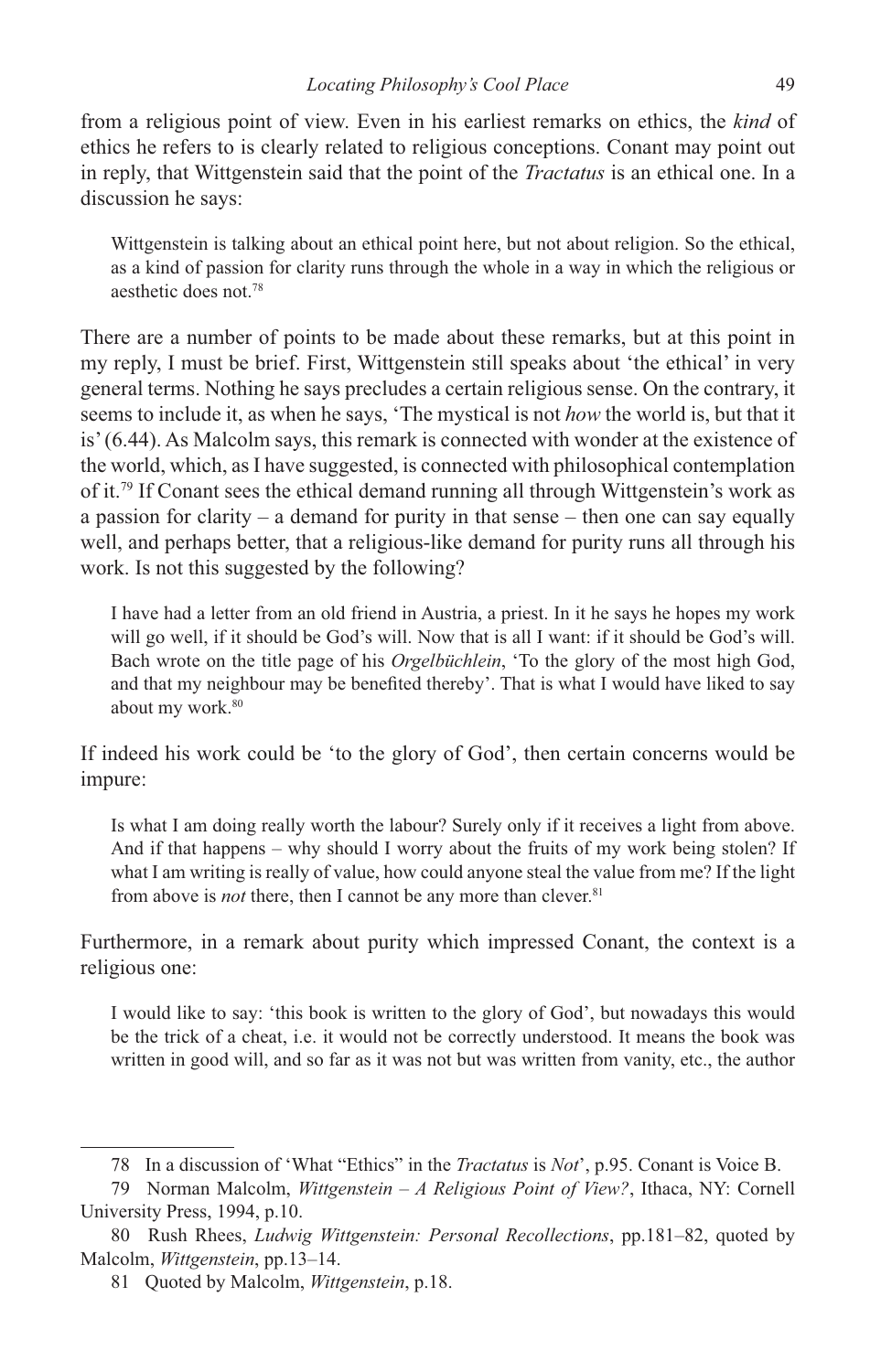from a religious point of view. Even in his earliest remarks on ethics, the *kind* of ethics he refers to is clearly related to religious conceptions. Conant may point out in reply, that Wittgenstein said that the point of the *Tractatus* is an ethical one. In a discussion he says:

> Wittgenstein is talking about an ethical point here, but not about religion. So the ethical, as a kind of passion for clarity runs through the whole in a way in which the religious or aesthetic does not.[78]

There are a number of points to be made about these remarks, but at this point in my reply, I must be brief. First, Wittgenstein still speaks about 'the ethical' in very general terms. Nothing he says precludes a certain religious sense. On the contrary, it seems to include it, as when he says, 'The mystical is not *how* the world is, but that it is' (6.44). As Malcolm says, this remark is connected with wonder at the existence of the world, which, as I have suggested, is connected with philosophical contemplation of it.[79] If Conant sees the ethical demand running all through Wittgenstein's work as a passion for clarity – a demand for purity in that sense – then one can say equally well, and perhaps better, that a religious-like demand for purity runs all through his work. Is not this suggested by the following?

> I have had a letter from an old friend in Austria, a priest. In it he says he hopes my work will go well, if it should be God's will. Now that is all I want: if it should be God's will. Bach wrote on the title page of his *Orgelbüchlein*, 'To the glory of the most high God, and that my neighbour may be benefited thereby'. That is what I would have liked to say about my work.[80]

If indeed his work could be 'to the glory of God', then certain concerns would be impure:

> Is what I am doing really worth the labour? Surely only if it receives a light from above. And if that happens – why should I worry about the fruits of my work being stolen? If what I am writing is really of value, how could anyone steal the value from me? If the light from above is *not* there, then I cannot be any more than clever.[81]

Furthermore, in a remark about purity which impressed Conant, the context is a religious one:

> I would like to say: 'this book is written to the glory of God', but nowadays this would be the trick of a cheat, i.e. it would not be correctly understood. It means the book was written in good will, and so far as it was not but was written from vanity, etc., the author

---

78 In a discussion of 'What "Ethics" in the *Tractatus* is *Not*', p.95. Conant is Voice B.

79 Norman Malcolm, *Wittgenstein – A Religious Point of View?*, Ithaca, NY: Cornell University Press, 1994, p.10.

80 Rush Rhees, *Ludwig Wittgenstein: Personal Recollections*, pp.181–82, quoted by Malcolm, *Wittgenstein*, pp.13–14.

81 Quoted by Malcolm, *Wittgenstein*, p.18.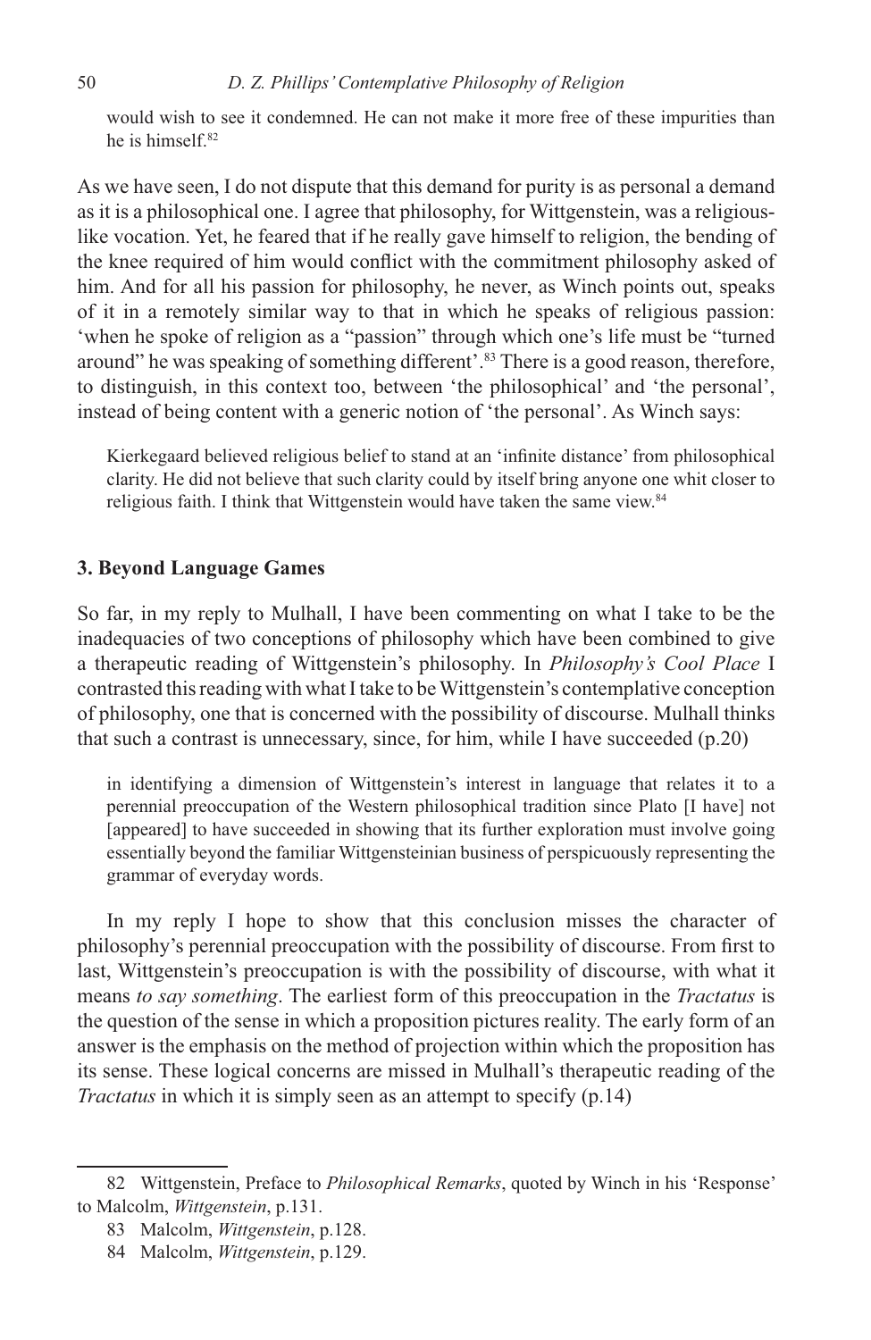would wish to see it condemned. He can not make it more free of these impurities than he is himself.[82]

As we have seen, I do not dispute that this demand for purity is as personal a demand as it is a philosophical one. I agree that philosophy, for Wittgenstein, was a religious-like vocation. Yet, he feared that if he really gave himself to religion, the bending of the knee required of him would conflict with the commitment philosophy asked of him. And for all his passion for philosophy, he never, as Winch points out, speaks of it in a remotely similar way to that in which he speaks of religious passion: 'when he spoke of religion as a "passion" through which one's life must be "turned around" he was speaking of something different'.[83] There is a good reason, therefore, to distinguish, in this context too, between 'the philosophical' and 'the personal', instead of being content with a generic notion of 'the personal'. As Winch says:

> Kierkegaard believed religious belief to stand at an 'infinite distance' from philosophical clarity. He did not believe that such clarity could by itself bring anyone one whit closer to religious faith. I think that Wittgenstein would have taken the same view.[84]

### 3. Beyond Language Games

So far, in my reply to Mulhall, I have been commenting on what I take to be the inadequacies of two conceptions of philosophy which have been combined to give a therapeutic reading of Wittgenstein's philosophy. In *Philosophy's Cool Place* I contrasted this reading with what I take to be Wittgenstein's contemplative conception of philosophy, one that is concerned with the possibility of discourse. Mulhall thinks that such a contrast is unnecessary, since, for him, while I have succeeded (p.20)

> in identifying a dimension of Wittgenstein's interest in language that relates it to a perennial preoccupation of the Western philosophical tradition since Plato [I have] not [appeared] to have succeeded in showing that its further exploration must involve going essentially beyond the familiar Wittgensteinian business of perspicuously representing the grammar of everyday words.

In my reply I hope to show that this conclusion misses the character of philosophy's perennial preoccupation with the possibility of discourse. From first to last, Wittgenstein's preoccupation is with the possibility of discourse, with what it means *to say something*. The earliest form of this preoccupation in the *Tractatus* is the question of the sense in which a proposition pictures reality. The early form of an answer is the emphasis on the method of projection within which the proposition has its sense. These logical concerns are missed in Mulhall's therapeutic reading of the *Tractatus* in which it is simply seen as an attempt to specify (p.14)

---

82 Wittgenstein, Preface to *Philosophical Remarks*, quoted by Winch in his 'Response' to Malcolm, *Wittgenstein*, p.131.

83 Malcolm, *Wittgenstein*, p.128.

84 Malcolm, *Wittgenstein*, p.129.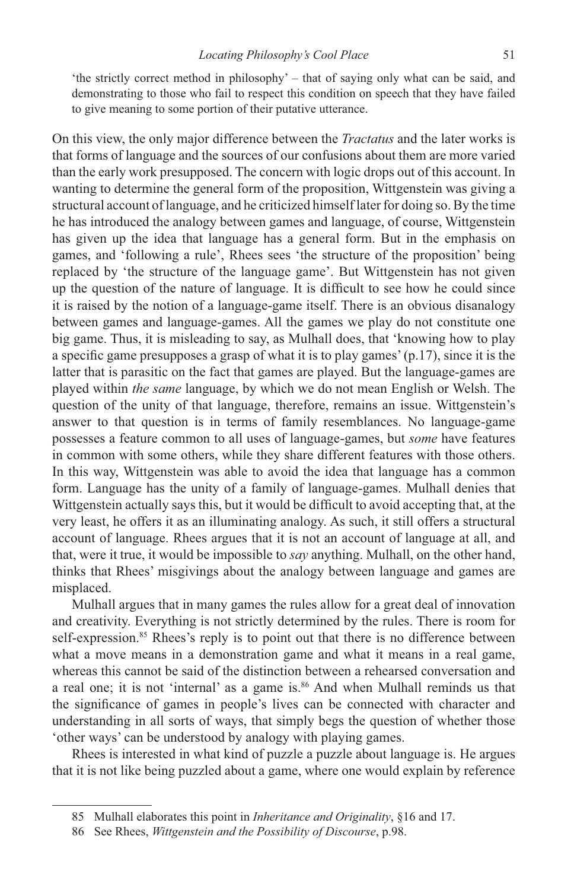'the strictly correct method in philosophy' – that of saying only what can be said, and demonstrating to those who fail to respect this condition on speech that they have failed to give meaning to some portion of their putative utterance.

On this view, the only major difference between the *Tractatus* and the later works is that forms of language and the sources of our confusions about them are more varied than the early work presupposed. The concern with logic drops out of this account. In wanting to determine the general form of the proposition, Wittgenstein was giving a structural account of language, and he criticized himself later for doing so. By the time he has introduced the analogy between games and language, of course, Wittgenstein has given up the idea that language has a general form. But in the emphasis on games, and 'following a rule', Rhees sees 'the structure of the proposition' being replaced by 'the structure of the language game'. But Wittgenstein has not given up the question of the nature of language. It is difficult to see how he could since it is raised by the notion of a language-game itself. There is an obvious disanalogy between games and language-games. All the games we play do not constitute one big game. Thus, it is misleading to say, as Mulhall does, that 'knowing how to play a specific game presupposes a grasp of what it is to play games' (p.17), since it is the latter that is parasitic on the fact that games are played. But the language-games are played within *the same* language, by which we do not mean English or Welsh. The question of the unity of that language, therefore, remains an issue. Wittgenstein's answer to that question is in terms of family resemblances. No language-game possesses a feature common to all uses of language-games, but *some* have features in common with some others, while they share different features with those others. In this way, Wittgenstein was able to avoid the idea that language has a common form. Language has the unity of a family of language-games. Mulhall denies that Wittgenstein actually says this, but it would be difficult to avoid accepting that, at the very least, he offers it as an illuminating analogy. As such, it still offers a structural account of language. Rhees argues that it is not an account of language at all, and that, were it true, it would be impossible to *say* anything. Mulhall, on the other hand, thinks that Rhees' misgivings about the analogy between language and games are misplaced.

Mulhall argues that in many games the rules allow for a great deal of innovation and creativity. Everything is not strictly determined by the rules. There is room for self-expression.[85] Rhees's reply is to point out that there is no difference between what a move means in a demonstration game and what it means in a real game, whereas this cannot be said of the distinction between a rehearsed conversation and a real one; it is not 'internal' as a game is.[86] And when Mulhall reminds us that the significance of games in people's lives can be connected with character and understanding in all sorts of ways, that simply begs the question of whether those 'other ways' can be understood by analogy with playing games.

Rhees is interested in what kind of puzzle a puzzle about language is. He argues that it is not like being puzzled about a game, where one would explain by reference

85 Mulhall elaborates this point in *Inheritance and Originality*, §16 and 17.

86 See Rhees, *Wittgenstein and the Possibility of Discourse*, p.98.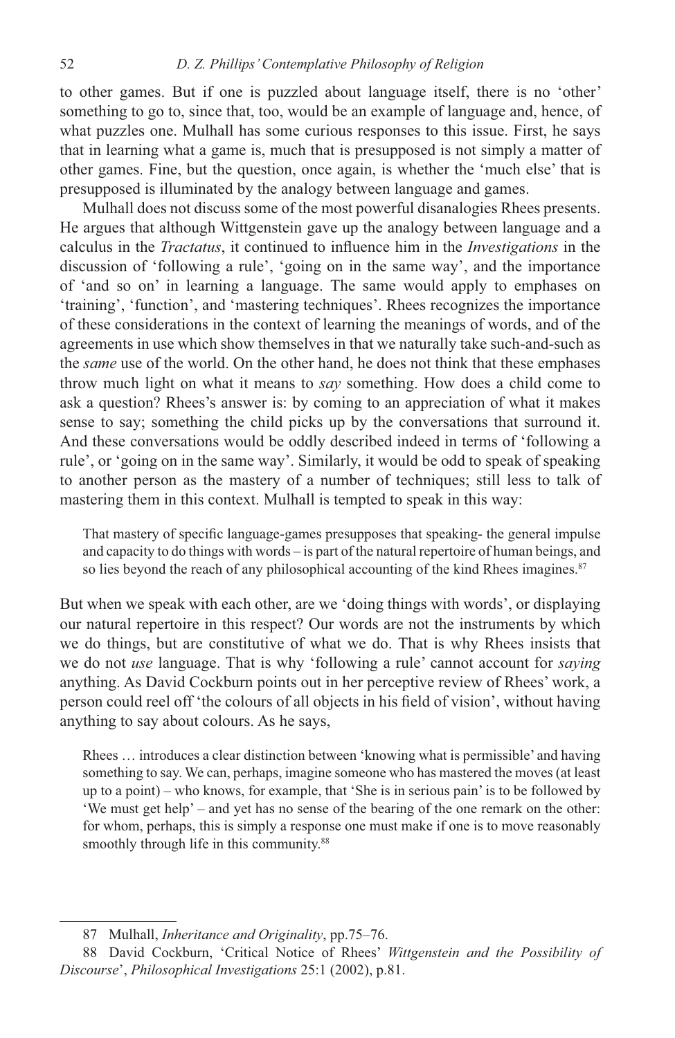to other games. But if one is puzzled about language itself, there is no 'other' something to go to, since that, too, would be an example of language and, hence, of what puzzles one. Mulhall has some curious responses to this issue. First, he says that in learning what a game is, much that is presupposed is not simply a matter of other games. Fine, but the question, once again, is whether the 'much else' that is presupposed is illuminated by the analogy between language and games.

Mulhall does not discuss some of the most powerful disanalogies Rhees presents. He argues that although Wittgenstein gave up the analogy between language and a calculus in the *Tractatus*, it continued to influence him in the *Investigations* in the discussion of 'following a rule', 'going on in the same way', and the importance of 'and so on' in learning a language. The same would apply to emphases on 'training', 'function', and 'mastering techniques'. Rhees recognizes the importance of these considerations in the context of learning the meanings of words, and of the agreements in use which show themselves in that we naturally take such-and-such as the *same* use of the world. On the other hand, he does not think that these emphases throw much light on what it means to *say* something. How does a child come to ask a question? Rhees's answer is: by coming to an appreciation of what it makes sense to say; something the child picks up by the conversations that surround it. And these conversations would be oddly described indeed in terms of 'following a rule', or 'going on in the same way'. Similarly, it would be odd to speak of speaking to another person as the mastery of a number of techniques; still less to talk of mastering them in this context. Mulhall is tempted to speak in this way:

> That mastery of specific language-games presupposes that speaking- the general impulse and capacity to do things with words – is part of the natural repertoire of human beings, and so lies beyond the reach of any philosophical accounting of the kind Rhees imagines.[87]

But when we speak with each other, are we 'doing things with words', or displaying our natural repertoire in this respect? Our words are not the instruments by which we do things, but are constitutive of what we do. That is why Rhees insists that we do not *use* language. That is why 'following a rule' cannot account for *saying* anything. As David Cockburn points out in her perceptive review of Rhees' work, a person could reel off 'the colours of all objects in his field of vision', without having anything to say about colours. As he says,

> Rhees … introduces a clear distinction between 'knowing what is permissible' and having something to say. We can, perhaps, imagine someone who has mastered the moves (at least up to a point) – who knows, for example, that 'She is in serious pain' is to be followed by 'We must get help' – and yet has no sense of the bearing of the one remark on the other: for whom, perhaps, this is simply a response one must make if one is to move reasonably smoothly through life in this community.[88]

---

87 Mulhall, *Inheritance and Originality*, pp.75–76.

88 David Cockburn, 'Critical Notice of Rhees' *Wittgenstein and the Possibility of Discourse*', *Philosophical Investigations* 25:1 (2002), p.81.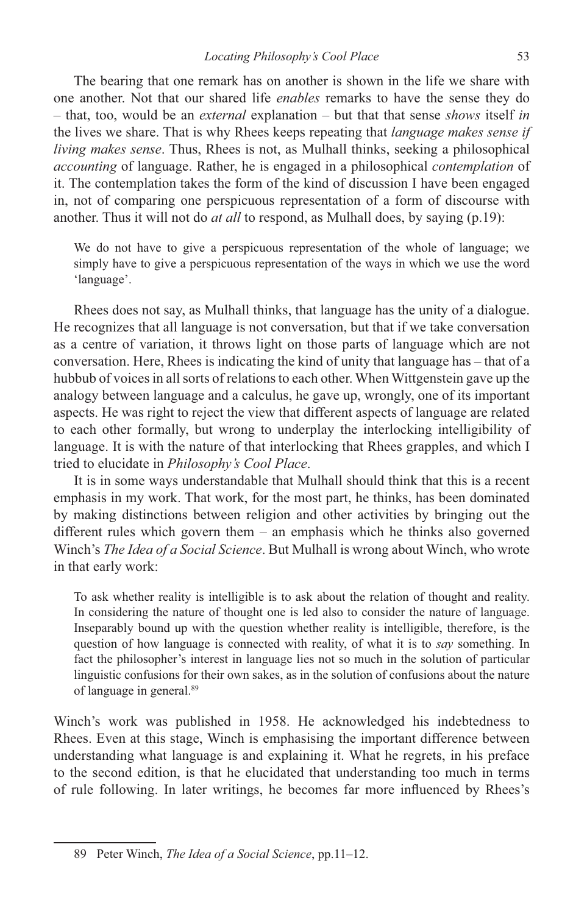The bearing that one remark has on another is shown in the life we share with one another. Not that our shared life *enables* remarks to have the sense they do – that, too, would be an *external* explanation – but that that sense *shows* itself *in* the lives we share. That is why Rhees keeps repeating that *language makes sense if living makes sense*. Thus, Rhees is not, as Mulhall thinks, seeking a philosophical *accounting* of language. Rather, he is engaged in a philosophical *contemplation* of it. The contemplation takes the form of the kind of discussion I have been engaged in, not of comparing one perspicuous representation of a form of discourse with another. Thus it will not do *at all* to respond, as Mulhall does, by saying (p.19):

> We do not have to give a perspicuous representation of the whole of language; we simply have to give a perspicuous representation of the ways in which we use the word 'language'.

Rhees does not say, as Mulhall thinks, that language has the unity of a dialogue. He recognizes that all language is not conversation, but that if we take conversation as a centre of variation, it throws light on those parts of language which are not conversation. Here, Rhees is indicating the kind of unity that language has – that of a hubbub of voices in all sorts of relations to each other. When Wittgenstein gave up the analogy between language and a calculus, he gave up, wrongly, one of its important aspects. He was right to reject the view that different aspects of language are related to each other formally, but wrong to underplay the interlocking intelligibility of language. It is with the nature of that interlocking that Rhees grapples, and which I tried to elucidate in *Philosophy's Cool Place*.

It is in some ways understandable that Mulhall should think that this is a recent emphasis in my work. That work, for the most part, he thinks, has been dominated by making distinctions between religion and other activities by bringing out the different rules which govern them – an emphasis which he thinks also governed Winch's *The Idea of a Social Science*. But Mulhall is wrong about Winch, who wrote in that early work:

> To ask whether reality is intelligible is to ask about the relation of thought and reality. In considering the nature of thought one is led also to consider the nature of language. Inseparably bound up with the question whether reality is intelligible, therefore, is the question of how language is connected with reality, of what it is to *say* something. In fact the philosopher's interest in language lies not so much in the solution of particular linguistic confusions for their own sakes, as in the solution of confusions about the nature of language in general.[89]

Winch's work was published in 1958. He acknowledged his indebtedness to Rhees. Even at this stage, Winch is emphasising the important difference between understanding what language is and explaining it. What he regrets, in his preface to the second edition, is that he elucidated that understanding too much in terms of rule following. In later writings, he becomes far more influenced by Rhees's

---

89 Peter Winch, *The Idea of a Social Science*, pp.11–12.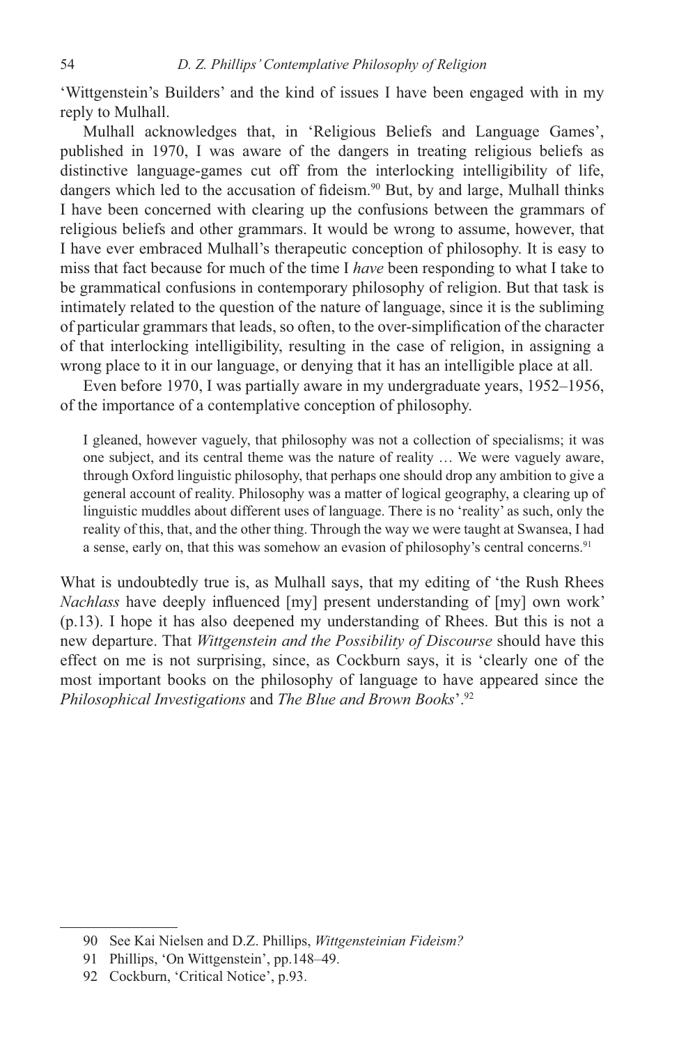'Wittgenstein's Builders' and the kind of issues I have been engaged with in my reply to Mulhall.

Mulhall acknowledges that, in 'Religious Beliefs and Language Games', published in 1970, I was aware of the dangers in treating religious beliefs as distinctive language-games cut off from the interlocking intelligibility of life, dangers which led to the accusation of fideism.[90] But, by and large, Mulhall thinks I have been concerned with clearing up the confusions between the grammars of religious beliefs and other grammars. It would be wrong to assume, however, that I have ever embraced Mulhall's therapeutic conception of philosophy. It is easy to miss that fact because for much of the time I *have* been responding to what I take to be grammatical confusions in contemporary philosophy of religion. But that task is intimately related to the question of the nature of language, since it is the subliming of particular grammars that leads, so often, to the over-simplification of the character of that interlocking intelligibility, resulting in the case of religion, in assigning a wrong place to it in our language, or denying that it has an intelligible place at all.

Even before 1970, I was partially aware in my undergraduate years, 1952–1956, of the importance of a contemplative conception of philosophy.

> I gleaned, however vaguely, that philosophy was not a collection of specialisms; it was one subject, and its central theme was the nature of reality … We were vaguely aware, through Oxford linguistic philosophy, that perhaps one should drop any ambition to give a general account of reality. Philosophy was a matter of logical geography, a clearing up of linguistic muddles about different uses of language. There is no 'reality' as such, only the reality of this, that, and the other thing. Through the way we were taught at Swansea, I had a sense, early on, that this was somehow an evasion of philosophy's central concerns.[91]

What is undoubtedly true is, as Mulhall says, that my editing of 'the Rush Rhees *Nachlass* have deeply influenced [my] present understanding of [my] own work' (p.13). I hope it has also deepened my understanding of Rhees. But this is not a new departure. That *Wittgenstein and the Possibility of Discourse* should have this effect on me is not surprising, since, as Cockburn says, it is 'clearly one of the most important books on the philosophy of language to have appeared since the *Philosophical Investigations* and *The Blue and Brown Books*'.[92]

---

90 See Kai Nielsen and D.Z. Phillips, *Wittgensteinian Fideism?*

91 Phillips, 'On Wittgenstein', pp.148–49.

92 Cockburn, 'Critical Notice', p.93.